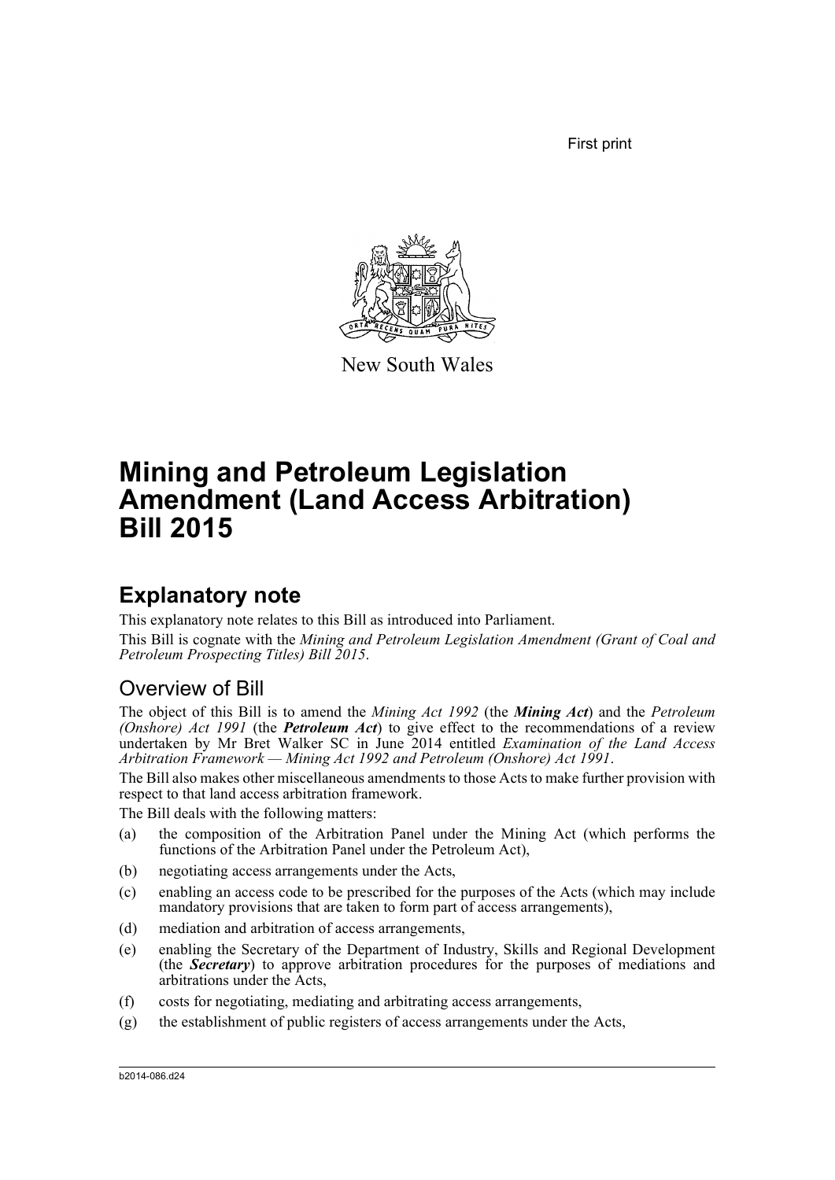First print

New South Wales

# Mining and Petroleum Legislation Amendment (Land Access Arbitration) Bill 2015

## Explanatory note

This explanatory note relates to this Bill as introduced into Parliament.

This Bill is cognate with the *Mining and Petroleum Legislation Amendment (Grant of Coal and Petroleum Prospecting Titles) Bill 2015*.

### Overview of Bill

The object of this Bill is to amend the *Mining Act 1992* (the ***Mining Act***) and the *Petroleum (Onshore) Act 1991* (the ***Petroleum Act***) to give effect to the recommendations of a review undertaken by Mr Bret Walker SC in June 2014 entitled *Examination of the Land Access Arbitration Framework — Mining Act 1992 and Petroleum (Onshore) Act 1991*.

The Bill also makes other miscellaneous amendments to those Acts to make further provision with respect to that land access arbitration framework.

The Bill deals with the following matters:

(a) the composition of the Arbitration Panel under the Mining Act (which performs the functions of the Arbitration Panel under the Petroleum Act),

(b) negotiating access arrangements under the Acts,

(c) enabling an access code to be prescribed for the purposes of the Acts (which may include mandatory provisions that are taken to form part of access arrangements),

(d) mediation and arbitration of access arrangements,

(e) enabling the Secretary of the Department of Industry, Skills and Regional Development (the ***Secretary***) to approve arbitration procedures for the purposes of mediations and arbitrations under the Acts,

(f) costs for negotiating, mediating and arbitrating access arrangements,

(g) the establishment of public registers of access arrangements under the Acts,

b2014-086.d24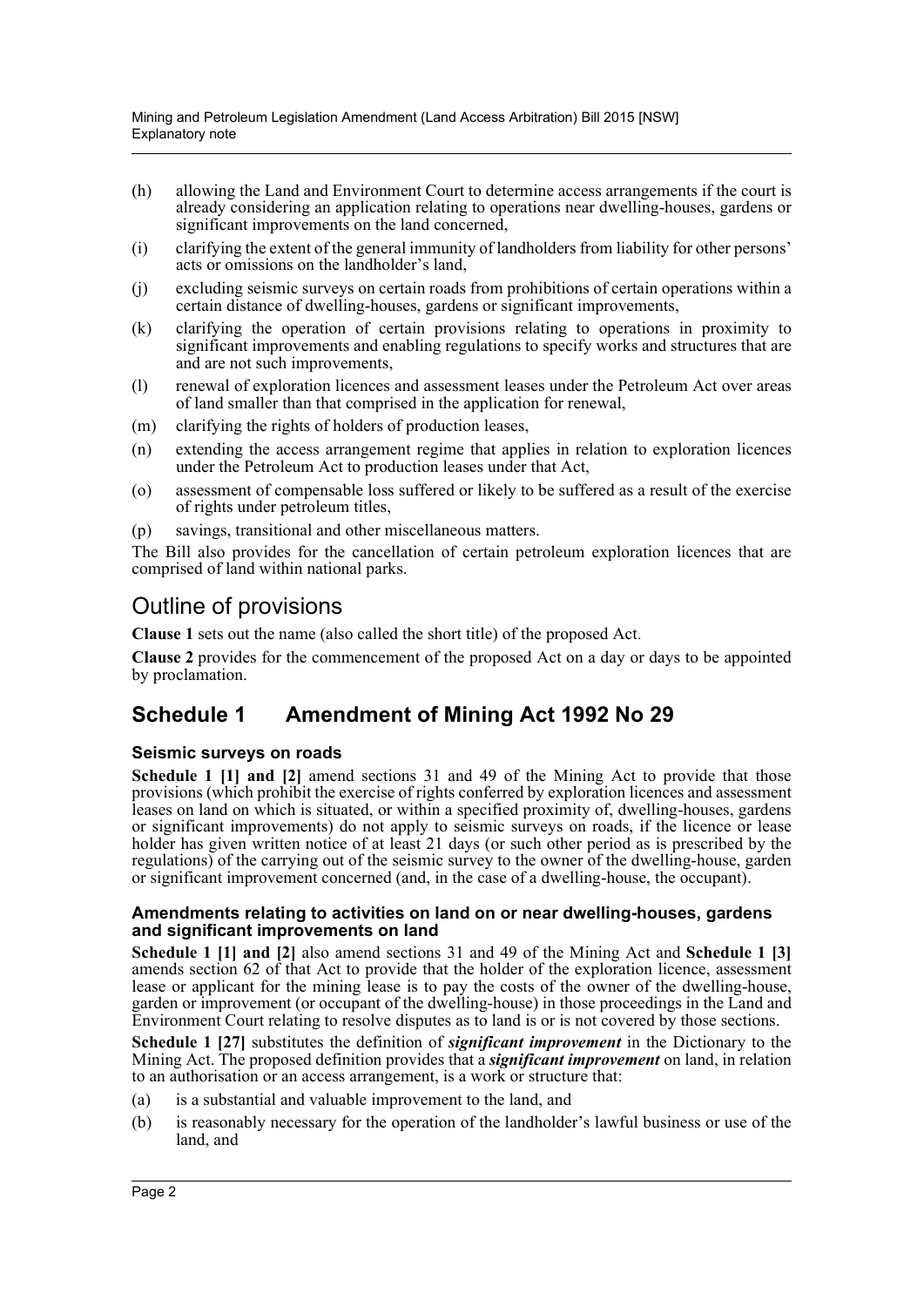(h) allowing the Land and Environment Court to determine access arrangements if the court is already considering an application relating to operations near dwelling-houses, gardens or significant improvements on the land concerned,

(i) clarifying the extent of the general immunity of landholders from liability for other persons' acts or omissions on the landholder's land,

(j) excluding seismic surveys on certain roads from prohibitions of certain operations within a certain distance of dwelling-houses, gardens or significant improvements,

(k) clarifying the operation of certain provisions relating to operations in proximity to significant improvements and enabling regulations to specify works and structures that are and are not such improvements,

(l) renewal of exploration licences and assessment leases under the Petroleum Act over areas of land smaller than that comprised in the application for renewal,

(m) clarifying the rights of holders of production leases,

(n) extending the access arrangement regime that applies in relation to exploration licences under the Petroleum Act to production leases under that Act,

(o) assessment of compensable loss suffered or likely to be suffered as a result of the exercise of rights under petroleum titles,

(p) savings, transitional and other miscellaneous matters.

The Bill also provides for the cancellation of certain petroleum exploration licences that are comprised of land within national parks.

## Outline of provisions

**Clause 1** sets out the name (also called the short title) of the proposed Act.

**Clause 2** provides for the commencement of the proposed Act on a day or days to be appointed by proclamation.

## Schedule 1 Amendment of Mining Act 1992 No 29

### Seismic surveys on roads

**Schedule 1 [1] and [2]** amend sections 31 and 49 of the Mining Act to provide that those provisions (which prohibit the exercise of rights conferred by exploration licences and assessment leases on land on which is situated, or within a specified proximity of, dwelling-houses, gardens or significant improvements) do not apply to seismic surveys on roads, if the licence or lease holder has given written notice of at least 21 days (or such other period as is prescribed by the regulations) of the carrying out of the seismic survey to the owner of the dwelling-house, garden or significant improvement concerned (and, in the case of a dwelling-house, the occupant).

### Amendments relating to activities on land on or near dwelling-houses, gardens and significant improvements on land

**Schedule 1 [1] and [2]** also amend sections 31 and 49 of the Mining Act and **Schedule 1 [3]** amends section 62 of that Act to provide that the holder of the exploration licence, assessment lease or applicant for the mining lease is to pay the costs of the owner of the dwelling-house, garden or improvement (or occupant of the dwelling-house) in those proceedings in the Land and Environment Court relating to resolve disputes as to land is or is not covered by those sections.

**Schedule 1 [27]** substitutes the definition of ***significant improvement*** in the Dictionary to the Mining Act. The proposed definition provides that a ***significant improvement*** on land, in relation to an authorisation or an access arrangement, is a work or structure that:

(a) is a substantial and valuable improvement to the land, and

(b) is reasonably necessary for the operation of the landholder's lawful business or use of the land, and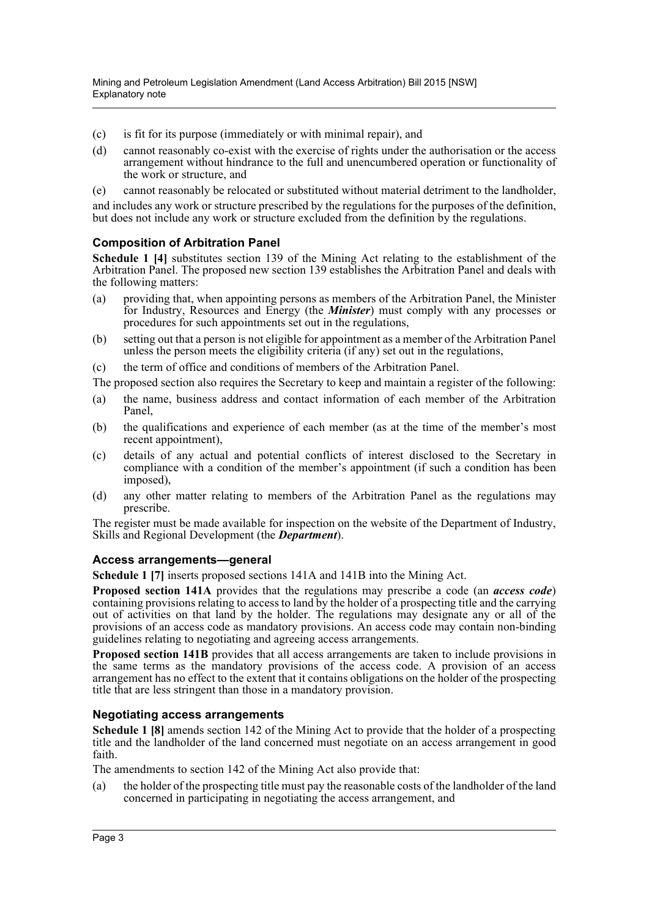(c) is fit for its purpose (immediately or with minimal repair), and

(d) cannot reasonably co-exist with the exercise of rights under the authorisation or the access arrangement without hindrance to the full and unencumbered operation or functionality of the work or structure, and

(e) cannot reasonably be relocated or substituted without material detriment to the landholder,

and includes any work or structure prescribed by the regulations for the purposes of the definition, but does not include any work or structure excluded from the definition by the regulations.

### Composition of Arbitration Panel

**Schedule 1 [4]** substitutes section 139 of the Mining Act relating to the establishment of the Arbitration Panel. The proposed new section 139 establishes the Arbitration Panel and deals with the following matters:

(a) providing that, when appointing persons as members of the Arbitration Panel, the Minister for Industry, Resources and Energy (the ***Minister***) must comply with any processes or procedures for such appointments set out in the regulations,

(b) setting out that a person is not eligible for appointment as a member of the Arbitration Panel unless the person meets the eligibility criteria (if any) set out in the regulations,

(c) the term of office and conditions of members of the Arbitration Panel.

The proposed section also requires the Secretary to keep and maintain a register of the following:

(a) the name, business address and contact information of each member of the Arbitration Panel,

(b) the qualifications and experience of each member (as at the time of the member's most recent appointment),

(c) details of any actual and potential conflicts of interest disclosed to the Secretary in compliance with a condition of the member's appointment (if such a condition has been imposed),

(d) any other matter relating to members of the Arbitration Panel as the regulations may prescribe.

The register must be made available for inspection on the website of the Department of Industry, Skills and Regional Development (the ***Department***).

### Access arrangements—general

**Schedule 1 [7]** inserts proposed sections 141A and 141B into the Mining Act.

**Proposed section 141A** provides that the regulations may prescribe a code (an ***access code***) containing provisions relating to access to land by the holder of a prospecting title and the carrying out of activities on that land by the holder. The regulations may designate any or all of the provisions of an access code as mandatory provisions. An access code may contain non-binding guidelines relating to negotiating and agreeing access arrangements.

**Proposed section 141B** provides that all access arrangements are taken to include provisions in the same terms as the mandatory provisions of the access code. A provision of an access arrangement has no effect to the extent that it contains obligations on the holder of the prospecting title that are less stringent than those in a mandatory provision.

### Negotiating access arrangements

**Schedule 1 [8]** amends section 142 of the Mining Act to provide that the holder of a prospecting title and the landholder of the land concerned must negotiate on an access arrangement in good faith.

The amendments to section 142 of the Mining Act also provide that:

(a) the holder of the prospecting title must pay the reasonable costs of the landholder of the land concerned in participating in negotiating the access arrangement, and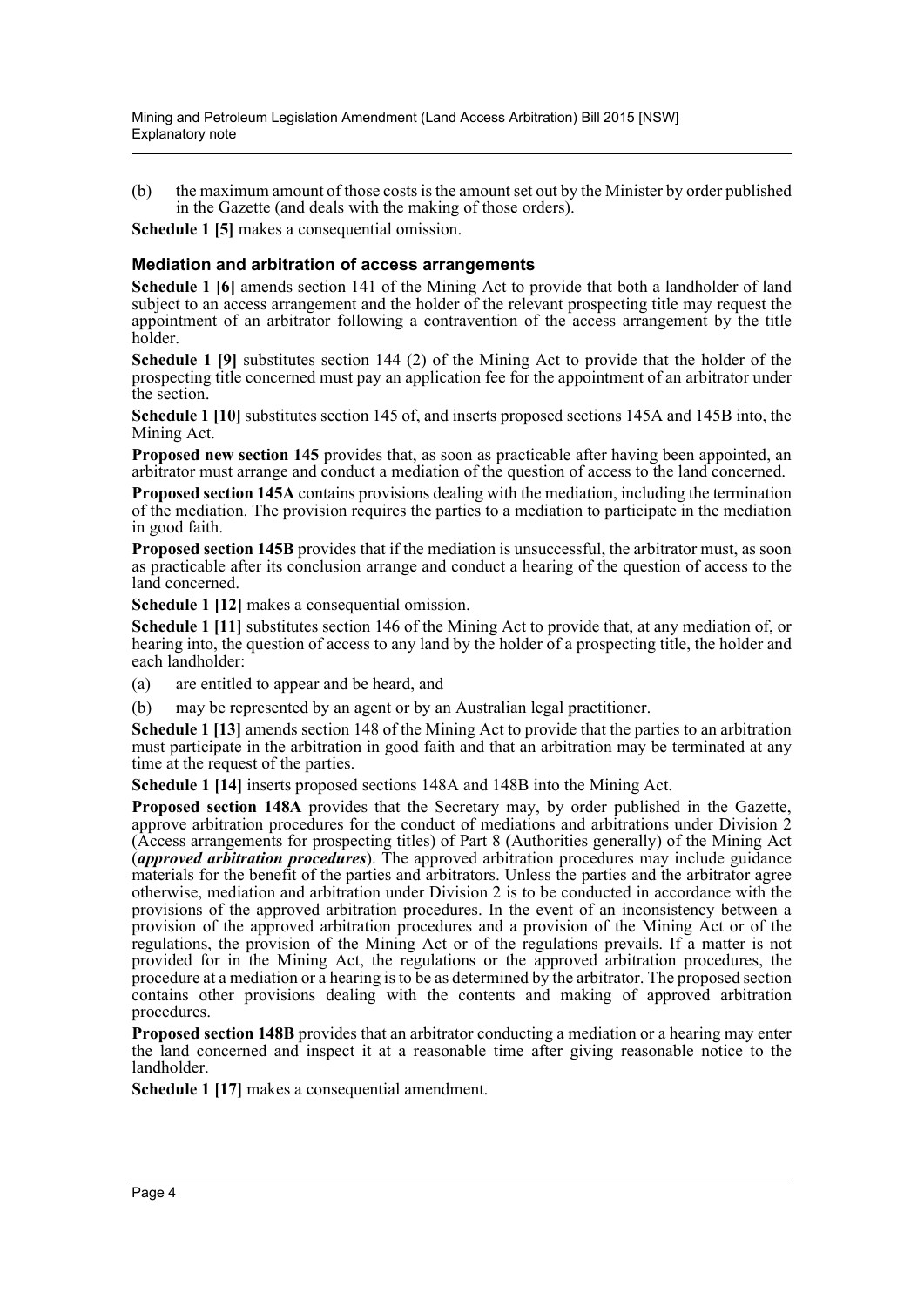(b) the maximum amount of those costs is the amount set out by the Minister by order published in the Gazette (and deals with the making of those orders).

**Schedule 1 [5]** makes a consequential omission.

### Mediation and arbitration of access arrangements

**Schedule 1 [6]** amends section 141 of the Mining Act to provide that both a landholder of land subject to an access arrangement and the holder of the relevant prospecting title may request the appointment of an arbitrator following a contravention of the access arrangement by the title holder.

**Schedule 1 [9]** substitutes section 144 (2) of the Mining Act to provide that the holder of the prospecting title concerned must pay an application fee for the appointment of an arbitrator under the section.

**Schedule 1 [10]** substitutes section 145 of, and inserts proposed sections 145A and 145B into, the Mining Act.

**Proposed new section 145** provides that, as soon as practicable after having been appointed, an arbitrator must arrange and conduct a mediation of the question of access to the land concerned.

**Proposed section 145A** contains provisions dealing with the mediation, including the termination of the mediation. The provision requires the parties to a mediation to participate in the mediation in good faith.

**Proposed section 145B** provides that if the mediation is unsuccessful, the arbitrator must, as soon as practicable after its conclusion arrange and conduct a hearing of the question of access to the land concerned.

**Schedule 1 [12]** makes a consequential omission.

**Schedule 1 [11]** substitutes section 146 of the Mining Act to provide that, at any mediation of, or hearing into, the question of access to any land by the holder of a prospecting title, the holder and each landholder:

(a) are entitled to appear and be heard, and

(b) may be represented by an agent or by an Australian legal practitioner.

**Schedule 1 [13]** amends section 148 of the Mining Act to provide that the parties to an arbitration must participate in the arbitration in good faith and that an arbitration may be terminated at any time at the request of the parties.

**Schedule 1 [14]** inserts proposed sections 148A and 148B into the Mining Act.

**Proposed section 148A** provides that the Secretary may, by order published in the Gazette, approve arbitration procedures for the conduct of mediations and arbitrations under Division 2 (Access arrangements for prospecting titles) of Part 8 (Authorities generally) of the Mining Act (***approved arbitration procedures***). The approved arbitration procedures may include guidance materials for the benefit of the parties and arbitrators. Unless the parties and the arbitrator agree otherwise, mediation and arbitration under Division 2 is to be conducted in accordance with the provisions of the approved arbitration procedures. In the event of an inconsistency between a provision of the approved arbitration procedures and a provision of the Mining Act or of the regulations, the provision of the Mining Act or of the regulations prevails. If a matter is not provided for in the Mining Act, the regulations or the approved arbitration procedures, the procedure at a mediation or a hearing is to be as determined by the arbitrator. The proposed section contains other provisions dealing with the contents and making of approved arbitration procedures.

**Proposed section 148B** provides that an arbitrator conducting a mediation or a hearing may enter the land concerned and inspect it at a reasonable time after giving reasonable notice to the landholder.

**Schedule 1 [17]** makes a consequential amendment.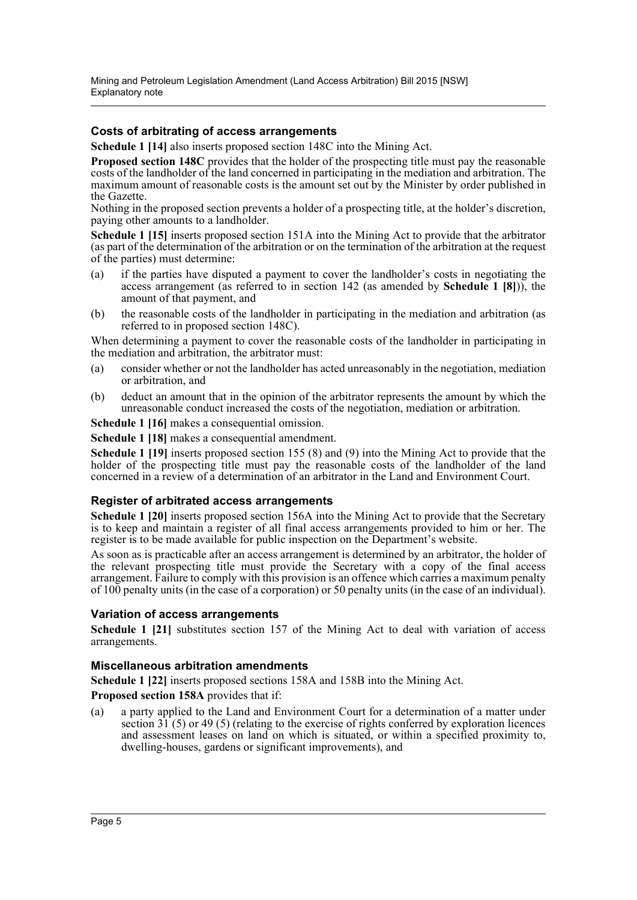### Costs of arbitrating of access arrangements

**Schedule 1 [14]** also inserts proposed section 148C into the Mining Act.

**Proposed section 148C** provides that the holder of the prospecting title must pay the reasonable costs of the landholder of the land concerned in participating in the mediation and arbitration. The maximum amount of reasonable costs is the amount set out by the Minister by order published in the Gazette.

Nothing in the proposed section prevents a holder of a prospecting title, at the holder's discretion, paying other amounts to a landholder.

**Schedule 1 [15]** inserts proposed section 151A into the Mining Act to provide that the arbitrator (as part of the determination of the arbitration or on the termination of the arbitration at the request of the parties) must determine:

(a) if the parties have disputed a payment to cover the landholder's costs in negotiating the access arrangement (as referred to in section 142 (as amended by **Schedule 1 [8]**)), the amount of that payment, and

(b) the reasonable costs of the landholder in participating in the mediation and arbitration (as referred to in proposed section 148C).

When determining a payment to cover the reasonable costs of the landholder in participating in the mediation and arbitration, the arbitrator must:

(a) consider whether or not the landholder has acted unreasonably in the negotiation, mediation or arbitration, and

(b) deduct an amount that in the opinion of the arbitrator represents the amount by which the unreasonable conduct increased the costs of the negotiation, mediation or arbitration.

**Schedule 1 [16]** makes a consequential omission.

**Schedule 1 [18]** makes a consequential amendment.

**Schedule 1 [19]** inserts proposed section 155 (8) and (9) into the Mining Act to provide that the holder of the prospecting title must pay the reasonable costs of the landholder of the land concerned in a review of a determination of an arbitrator in the Land and Environment Court.

### Register of arbitrated access arrangements

**Schedule 1 [20]** inserts proposed section 156A into the Mining Act to provide that the Secretary is to keep and maintain a register of all final access arrangements provided to him or her. The register is to be made available for public inspection on the Department's website.

As soon as is practicable after an access arrangement is determined by an arbitrator, the holder of the relevant prospecting title must provide the Secretary with a copy of the final access arrangement. Failure to comply with this provision is an offence which carries a maximum penalty of 100 penalty units (in the case of a corporation) or 50 penalty units (in the case of an individual).

### Variation of access arrangements

**Schedule 1 [21]** substitutes section 157 of the Mining Act to deal with variation of access arrangements.

### Miscellaneous arbitration amendments

**Schedule 1 [22]** inserts proposed sections 158A and 158B into the Mining Act.

**Proposed section 158A** provides that if:

(a) a party applied to the Land and Environment Court for a determination of a matter under section 31 (5) or 49 (5) (relating to the exercise of rights conferred by exploration licences and assessment leases on land on which is situated, or within a specified proximity to, dwelling-houses, gardens or significant improvements), and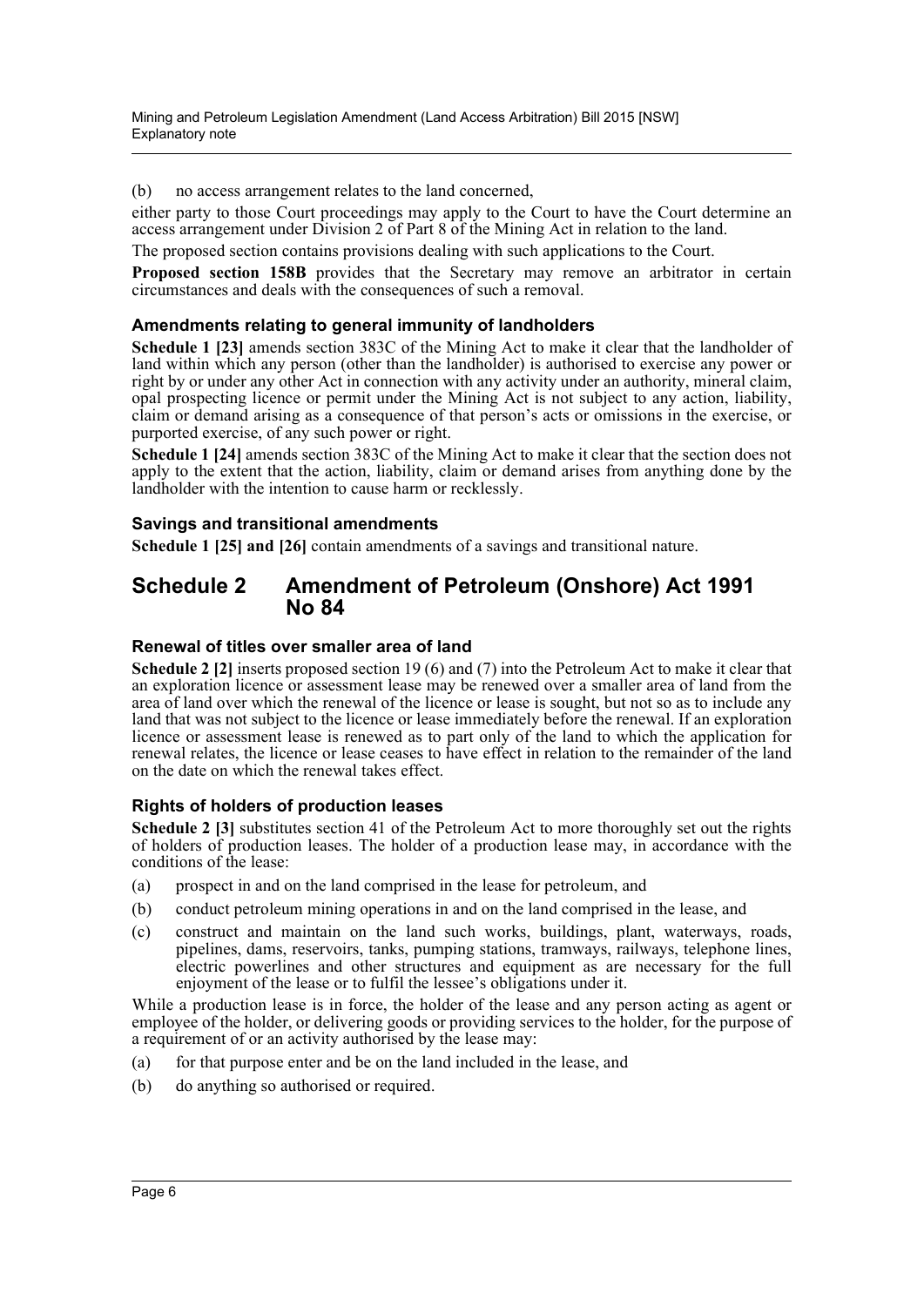(b) no access arrangement relates to the land concerned,

either party to those Court proceedings may apply to the Court to have the Court determine an access arrangement under Division 2 of Part 8 of the Mining Act in relation to the land.

The proposed section contains provisions dealing with such applications to the Court.

**Proposed section 158B** provides that the Secretary may remove an arbitrator in certain circumstances and deals with the consequences of such a removal.

### Amendments relating to general immunity of landholders

**Schedule 1 [23]** amends section 383C of the Mining Act to make it clear that the landholder of land within which any person (other than the landholder) is authorised to exercise any power or right by or under any other Act in connection with any activity under an authority, mineral claim, opal prospecting licence or permit under the Mining Act is not subject to any action, liability, claim or demand arising as a consequence of that person's acts or omissions in the exercise, or purported exercise, of any such power or right.

**Schedule 1 [24]** amends section 383C of the Mining Act to make it clear that the section does not apply to the extent that the action, liability, claim or demand arises from anything done by the landholder with the intention to cause harm or recklessly.

### Savings and transitional amendments

**Schedule 1 [25] and [26]** contain amendments of a savings and transitional nature.

## Schedule 2 Amendment of Petroleum (Onshore) Act 1991 No 84

### Renewal of titles over smaller area of land

**Schedule 2 [2]** inserts proposed section 19 (6) and (7) into the Petroleum Act to make it clear that an exploration licence or assessment lease may be renewed over a smaller area of land from the area of land over which the renewal of the licence or lease is sought, but not so as to include any land that was not subject to the licence or lease immediately before the renewal. If an exploration licence or assessment lease is renewed as to part only of the land to which the application for renewal relates, the licence or lease ceases to have effect in relation to the remainder of the land on the date on which the renewal takes effect.

### Rights of holders of production leases

**Schedule 2 [3]** substitutes section 41 of the Petroleum Act to more thoroughly set out the rights of holders of production leases. The holder of a production lease may, in accordance with the conditions of the lease:

(a) prospect in and on the land comprised in the lease for petroleum, and

(b) conduct petroleum mining operations in and on the land comprised in the lease, and

(c) construct and maintain on the land such works, buildings, plant, waterways, roads, pipelines, dams, reservoirs, tanks, pumping stations, tramways, railways, telephone lines, electric powerlines and other structures and equipment as are necessary for the full enjoyment of the lease or to fulfil the lessee's obligations under it.

While a production lease is in force, the holder of the lease and any person acting as agent or employee of the holder, or delivering goods or providing services to the holder, for the purpose of a requirement of or an activity authorised by the lease may:

(a) for that purpose enter and be on the land included in the lease, and

(b) do anything so authorised or required.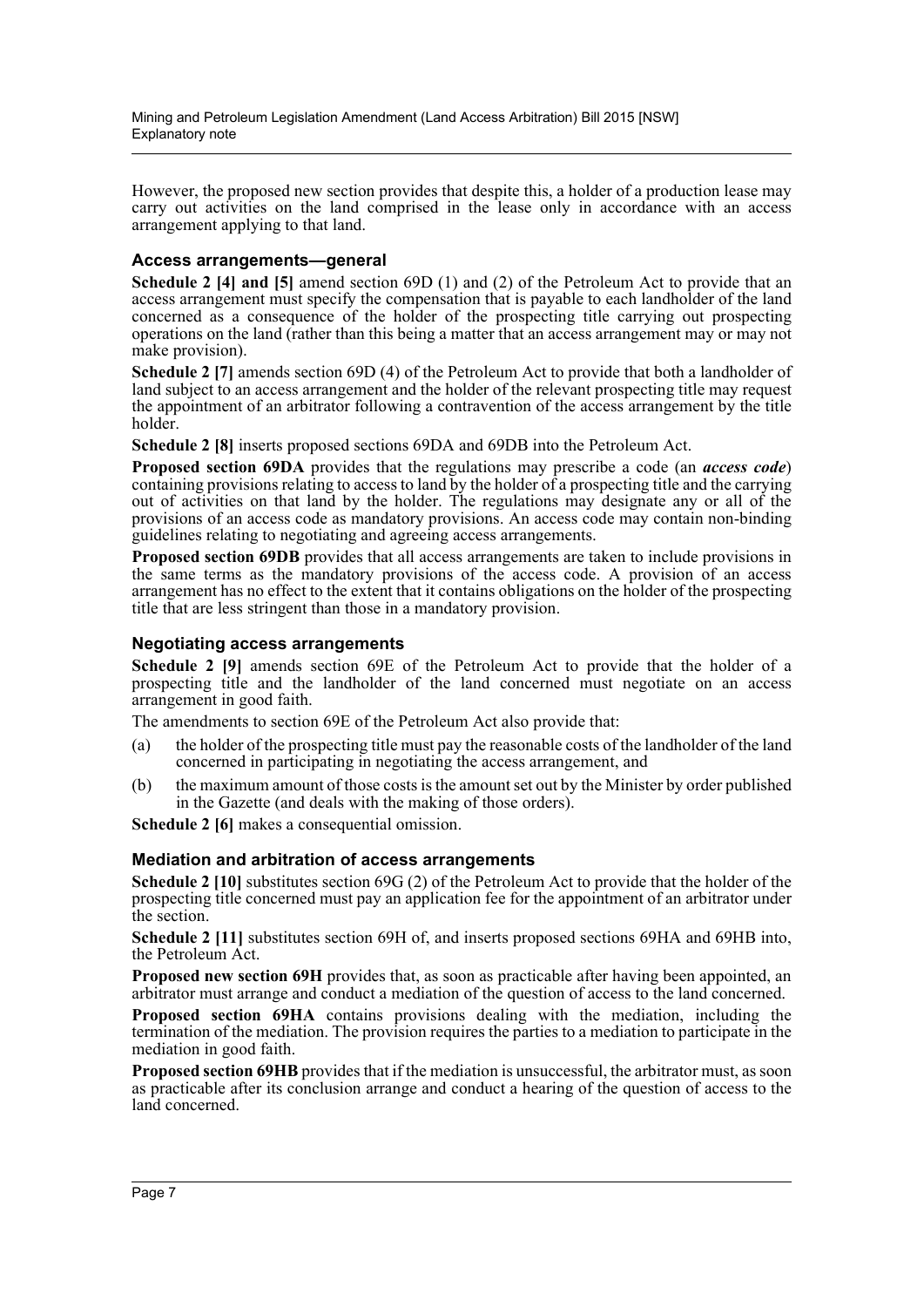However, the proposed new section provides that despite this, a holder of a production lease may carry out activities on the land comprised in the lease only in accordance with an access arrangement applying to that land.

### Access arrangements—general

**Schedule 2 [4] and [5]** amend section 69D (1) and (2) of the Petroleum Act to provide that an access arrangement must specify the compensation that is payable to each landholder of the land concerned as a consequence of the holder of the prospecting title carrying out prospecting operations on the land (rather than this being a matter that an access arrangement may or may not make provision).

**Schedule 2 [7]** amends section 69D (4) of the Petroleum Act to provide that both a landholder of land subject to an access arrangement and the holder of the relevant prospecting title may request the appointment of an arbitrator following a contravention of the access arrangement by the title holder.

**Schedule 2 [8]** inserts proposed sections 69DA and 69DB into the Petroleum Act.

**Proposed section 69DA** provides that the regulations may prescribe a code (an ***access code***) containing provisions relating to access to land by the holder of a prospecting title and the carrying out of activities on that land by the holder. The regulations may designate any or all of the provisions of an access code as mandatory provisions. An access code may contain non-binding guidelines relating to negotiating and agreeing access arrangements.

**Proposed section 69DB** provides that all access arrangements are taken to include provisions in the same terms as the mandatory provisions of the access code. A provision of an access arrangement has no effect to the extent that it contains obligations on the holder of the prospecting title that are less stringent than those in a mandatory provision.

### Negotiating access arrangements

**Schedule 2 [9]** amends section 69E of the Petroleum Act to provide that the holder of a prospecting title and the landholder of the land concerned must negotiate on an access arrangement in good faith.

The amendments to section 69E of the Petroleum Act also provide that:

(a) the holder of the prospecting title must pay the reasonable costs of the landholder of the land concerned in participating in negotiating the access arrangement, and

(b) the maximum amount of those costs is the amount set out by the Minister by order published in the Gazette (and deals with the making of those orders).

**Schedule 2 [6]** makes a consequential omission.

### Mediation and arbitration of access arrangements

**Schedule 2 [10]** substitutes section 69G (2) of the Petroleum Act to provide that the holder of the prospecting title concerned must pay an application fee for the appointment of an arbitrator under the section.

**Schedule 2 [11]** substitutes section 69H of, and inserts proposed sections 69HA and 69HB into, the Petroleum Act.

**Proposed new section 69H** provides that, as soon as practicable after having been appointed, an arbitrator must arrange and conduct a mediation of the question of access to the land concerned.

**Proposed section 69HA** contains provisions dealing with the mediation, including the termination of the mediation. The provision requires the parties to a mediation to participate in the mediation in good faith.

**Proposed section 69HB** provides that if the mediation is unsuccessful, the arbitrator must, as soon as practicable after its conclusion arrange and conduct a hearing of the question of access to the land concerned.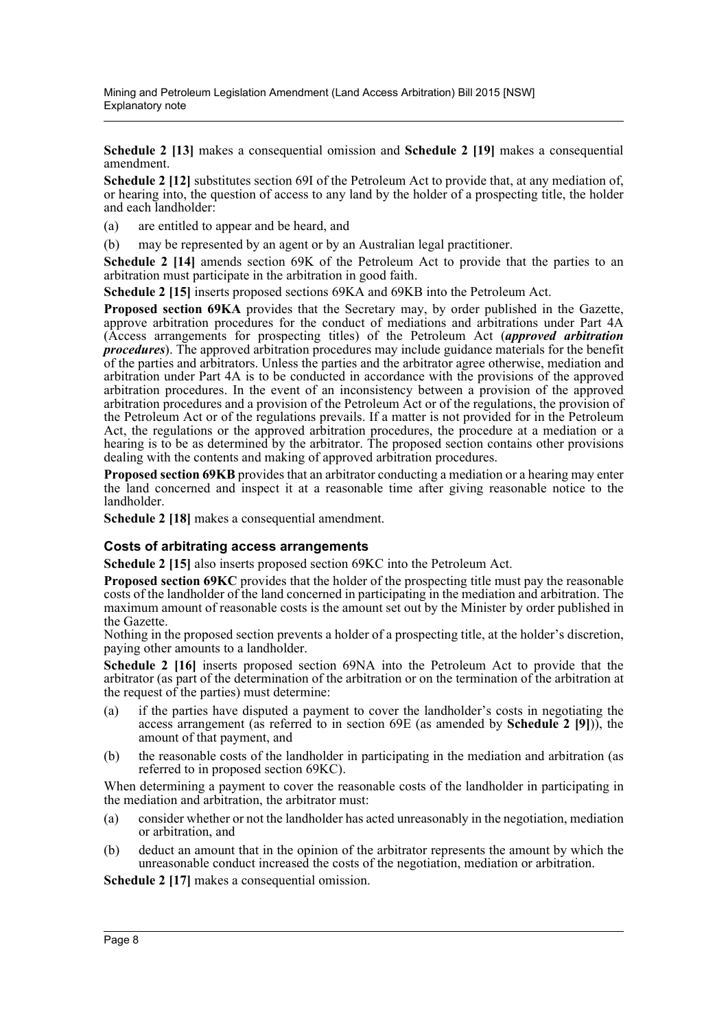**Schedule 2 [13]** makes a consequential omission and **Schedule 2 [19]** makes a consequential amendment.

**Schedule 2 [12]** substitutes section 69I of the Petroleum Act to provide that, at any mediation of, or hearing into, the question of access to any land by the holder of a prospecting title, the holder and each landholder:

(a) are entitled to appear and be heard, and

(b) may be represented by an agent or by an Australian legal practitioner.

**Schedule 2 [14]** amends section 69K of the Petroleum Act to provide that the parties to an arbitration must participate in the arbitration in good faith.

**Schedule 2 [15]** inserts proposed sections 69KA and 69KB into the Petroleum Act.

**Proposed section 69KA** provides that the Secretary may, by order published in the Gazette, approve arbitration procedures for the conduct of mediations and arbitrations under Part 4A (Access arrangements for prospecting titles) of the Petroleum Act (***approved arbitration procedures***). The approved arbitration procedures may include guidance materials for the benefit of the parties and arbitrators. Unless the parties and the arbitrator agree otherwise, mediation and arbitration under Part 4A is to be conducted in accordance with the provisions of the approved arbitration procedures. In the event of an inconsistency between a provision of the approved arbitration procedures and a provision of the Petroleum Act or of the regulations, the provision of the Petroleum Act or of the regulations prevails. If a matter is not provided for in the Petroleum Act, the regulations or the approved arbitration procedures, the procedure at a mediation or a hearing is to be as determined by the arbitrator. The proposed section contains other provisions dealing with the contents and making of approved arbitration procedures.

**Proposed section 69KB** provides that an arbitrator conducting a mediation or a hearing may enter the land concerned and inspect it at a reasonable time after giving reasonable notice to the landholder.

**Schedule 2 [18]** makes a consequential amendment.

### Costs of arbitrating access arrangements

**Schedule 2 [15]** also inserts proposed section 69KC into the Petroleum Act.

**Proposed section 69KC** provides that the holder of the prospecting title must pay the reasonable costs of the landholder of the land concerned in participating in the mediation and arbitration. The maximum amount of reasonable costs is the amount set out by the Minister by order published in the Gazette.

Nothing in the proposed section prevents a holder of a prospecting title, at the holder's discretion, paying other amounts to a landholder.

**Schedule 2 [16]** inserts proposed section 69NA into the Petroleum Act to provide that the arbitrator (as part of the determination of the arbitration or on the termination of the arbitration at the request of the parties) must determine:

(a) if the parties have disputed a payment to cover the landholder's costs in negotiating the access arrangement (as referred to in section 69E (as amended by **Schedule 2 [9]**)), the amount of that payment, and

(b) the reasonable costs of the landholder in participating in the mediation and arbitration (as referred to in proposed section 69KC).

When determining a payment to cover the reasonable costs of the landholder in participating in the mediation and arbitration, the arbitrator must:

(a) consider whether or not the landholder has acted unreasonably in the negotiation, mediation or arbitration, and

(b) deduct an amount that in the opinion of the arbitrator represents the amount by which the unreasonable conduct increased the costs of the negotiation, mediation or arbitration.

**Schedule 2 [17]** makes a consequential omission.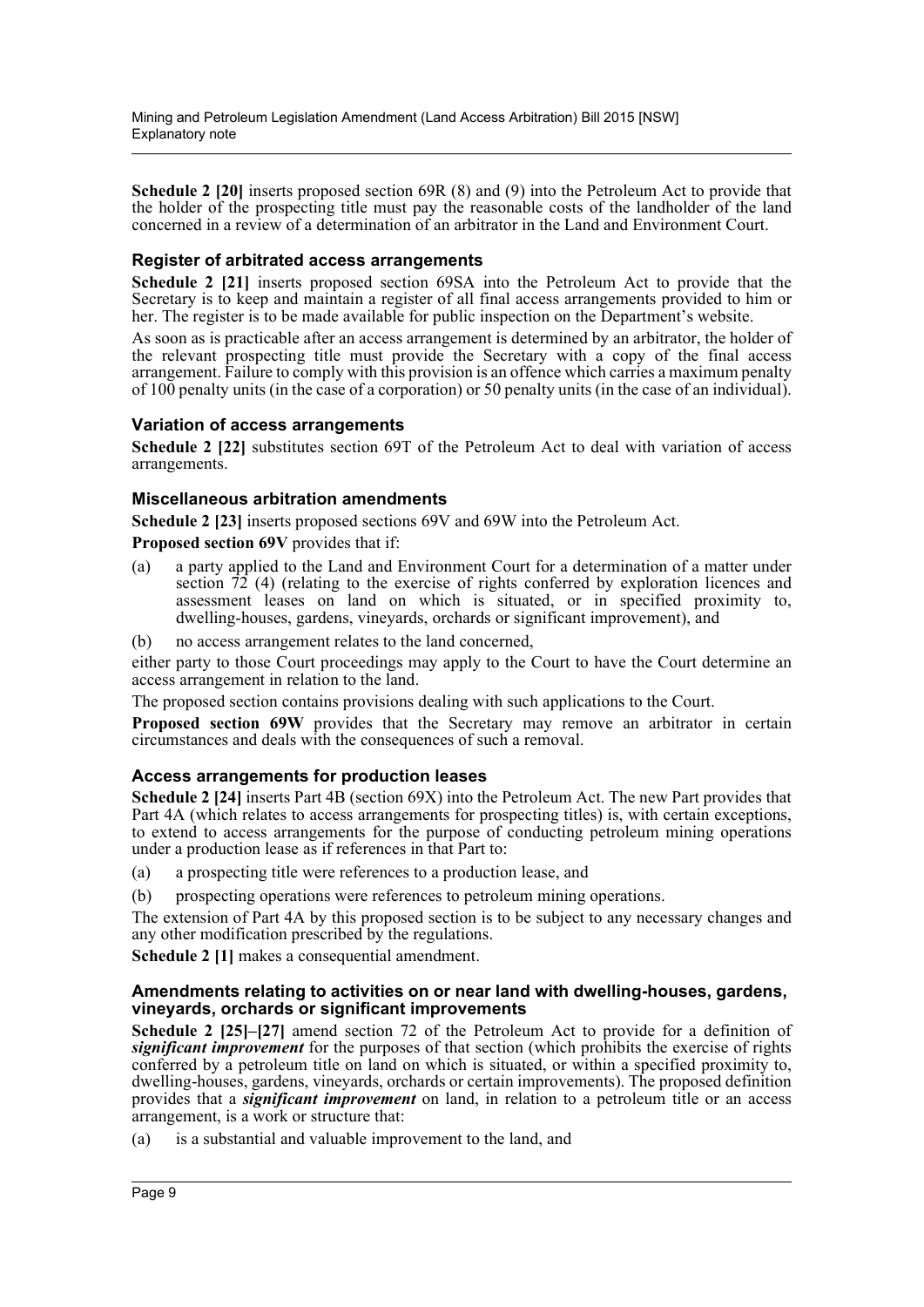**Schedule 2 [20]** inserts proposed section 69R (8) and (9) into the Petroleum Act to provide that the holder of the prospecting title must pay the reasonable costs of the landholder of the land concerned in a review of a determination of an arbitrator in the Land and Environment Court.

### Register of arbitrated access arrangements

**Schedule 2 [21]** inserts proposed section 69SA into the Petroleum Act to provide that the Secretary is to keep and maintain a register of all final access arrangements provided to him or her. The register is to be made available for public inspection on the Department's website.

As soon as is practicable after an access arrangement is determined by an arbitrator, the holder of the relevant prospecting title must provide the Secretary with a copy of the final access arrangement. Failure to comply with this provision is an offence which carries a maximum penalty of 100 penalty units (in the case of a corporation) or 50 penalty units (in the case of an individual).

### Variation of access arrangements

**Schedule 2 [22]** substitutes section 69T of the Petroleum Act to deal with variation of access arrangements.

### Miscellaneous arbitration amendments

**Schedule 2 [23]** inserts proposed sections 69V and 69W into the Petroleum Act.

**Proposed section 69V** provides that if:

(a) a party applied to the Land and Environment Court for a determination of a matter under section 72 (4) (relating to the exercise of rights conferred by exploration licences and assessment leases on land on which is situated, or in specified proximity to, dwelling-houses, gardens, vineyards, orchards or significant improvement), and

(b) no access arrangement relates to the land concerned,

either party to those Court proceedings may apply to the Court to have the Court determine an access arrangement in relation to the land.

The proposed section contains provisions dealing with such applications to the Court.

**Proposed section 69W** provides that the Secretary may remove an arbitrator in certain circumstances and deals with the consequences of such a removal.

### Access arrangements for production leases

**Schedule 2 [24]** inserts Part 4B (section 69X) into the Petroleum Act. The new Part provides that Part 4A (which relates to access arrangements for prospecting titles) is, with certain exceptions, to extend to access arrangements for the purpose of conducting petroleum mining operations under a production lease as if references in that Part to:

(a) a prospecting title were references to a production lease, and

(b) prospecting operations were references to petroleum mining operations.

The extension of Part 4A by this proposed section is to be subject to any necessary changes and any other modification prescribed by the regulations.

**Schedule 2 [1]** makes a consequential amendment.

### Amendments relating to activities on or near land with dwelling-houses, gardens, vineyards, orchards or significant improvements

**Schedule 2 [25]–[27]** amend section 72 of the Petroleum Act to provide for a definition of ***significant improvement*** for the purposes of that section (which prohibits the exercise of rights conferred by a petroleum title on land on which is situated, or within a specified proximity to, dwelling-houses, gardens, vineyards, orchards or certain improvements). The proposed definition provides that a ***significant improvement*** on land, in relation to a petroleum title or an access arrangement, is a work or structure that:

(a) is a substantial and valuable improvement to the land, and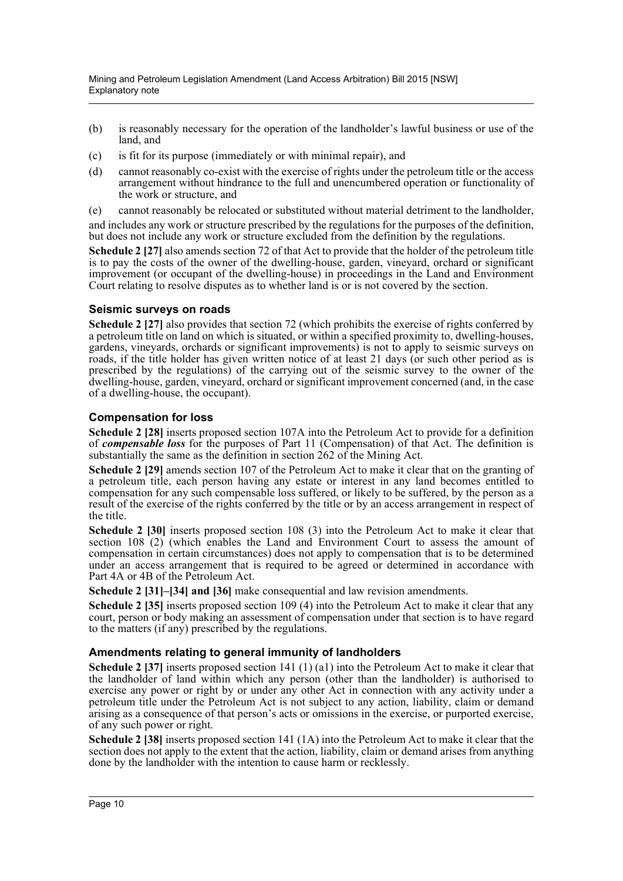(b) is reasonably necessary for the operation of the landholder's lawful business or use of the land, and

(c) is fit for its purpose (immediately or with minimal repair), and

(d) cannot reasonably co-exist with the exercise of rights under the petroleum title or the access arrangement without hindrance to the full and unencumbered operation or functionality of the work or structure, and

(e) cannot reasonably be relocated or substituted without material detriment to the landholder,

and includes any work or structure prescribed by the regulations for the purposes of the definition, but does not include any work or structure excluded from the definition by the regulations.

**Schedule 2 [27]** also amends section 72 of that Act to provide that the holder of the petroleum title is to pay the costs of the owner of the dwelling-house, garden, vineyard, orchard or significant improvement (or occupant of the dwelling-house) in proceedings in the Land and Environment Court relating to resolve disputes as to whether land is or is not covered by the section.

### Seismic surveys on roads

**Schedule 2 [27]** also provides that section 72 (which prohibits the exercise of rights conferred by a petroleum title on land on which is situated, or within a specified proximity to, dwelling-houses, gardens, vineyards, orchards or significant improvements) is not to apply to seismic surveys on roads, if the title holder has given written notice of at least 21 days (or such other period as is prescribed by the regulations) of the carrying out of the seismic survey to the owner of the dwelling-house, garden, vineyard, orchard or significant improvement concerned (and, in the case of a dwelling-house, the occupant).

### Compensation for loss

**Schedule 2 [28]** inserts proposed section 107A into the Petroleum Act to provide for a definition of ***compensable loss*** for the purposes of Part 11 (Compensation) of that Act. The definition is substantially the same as the definition in section 262 of the Mining Act.

**Schedule 2 [29]** amends section 107 of the Petroleum Act to make it clear that on the granting of a petroleum title, each person having any estate or interest in any land becomes entitled to compensation for any such compensable loss suffered, or likely to be suffered, by the person as a result of the exercise of the rights conferred by the title or by an access arrangement in respect of the title.

**Schedule 2 [30]** inserts proposed section 108 (3) into the Petroleum Act to make it clear that section 108 (2) (which enables the Land and Environment Court to assess the amount of compensation in certain circumstances) does not apply to compensation that is to be determined under an access arrangement that is required to be agreed or determined in accordance with Part 4A or 4B of the Petroleum Act.

**Schedule 2 [31]–[34] and [36]** make consequential and law revision amendments.

**Schedule 2 [35]** inserts proposed section 109 (4) into the Petroleum Act to make it clear that any court, person or body making an assessment of compensation under that section is to have regard to the matters (if any) prescribed by the regulations.

### Amendments relating to general immunity of landholders

**Schedule 2 [37]** inserts proposed section 141 (1) (a1) into the Petroleum Act to make it clear that the landholder of land within which any person (other than the landholder) is authorised to exercise any power or right by or under any other Act in connection with any activity under a petroleum title under the Petroleum Act is not subject to any action, liability, claim or demand arising as a consequence of that person's acts or omissions in the exercise, or purported exercise, of any such power or right.

**Schedule 2 [38]** inserts proposed section 141 (1A) into the Petroleum Act to make it clear that the section does not apply to the extent that the action, liability, claim or demand arises from anything done by the landholder with the intention to cause harm or recklessly.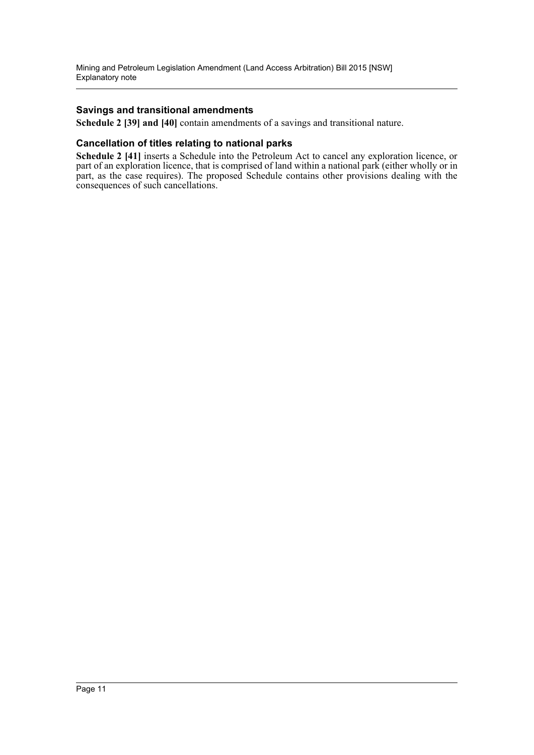### Savings and transitional amendments

**Schedule 2 [39] and [40]** contain amendments of a savings and transitional nature.

### Cancellation of titles relating to national parks

**Schedule 2 [41]** inserts a Schedule into the Petroleum Act to cancel any exploration licence, or part of an exploration licence, that is comprised of land within a national park (either wholly or in part, as the case requires). The proposed Schedule contains other provisions dealing with the consequences of such cancellations.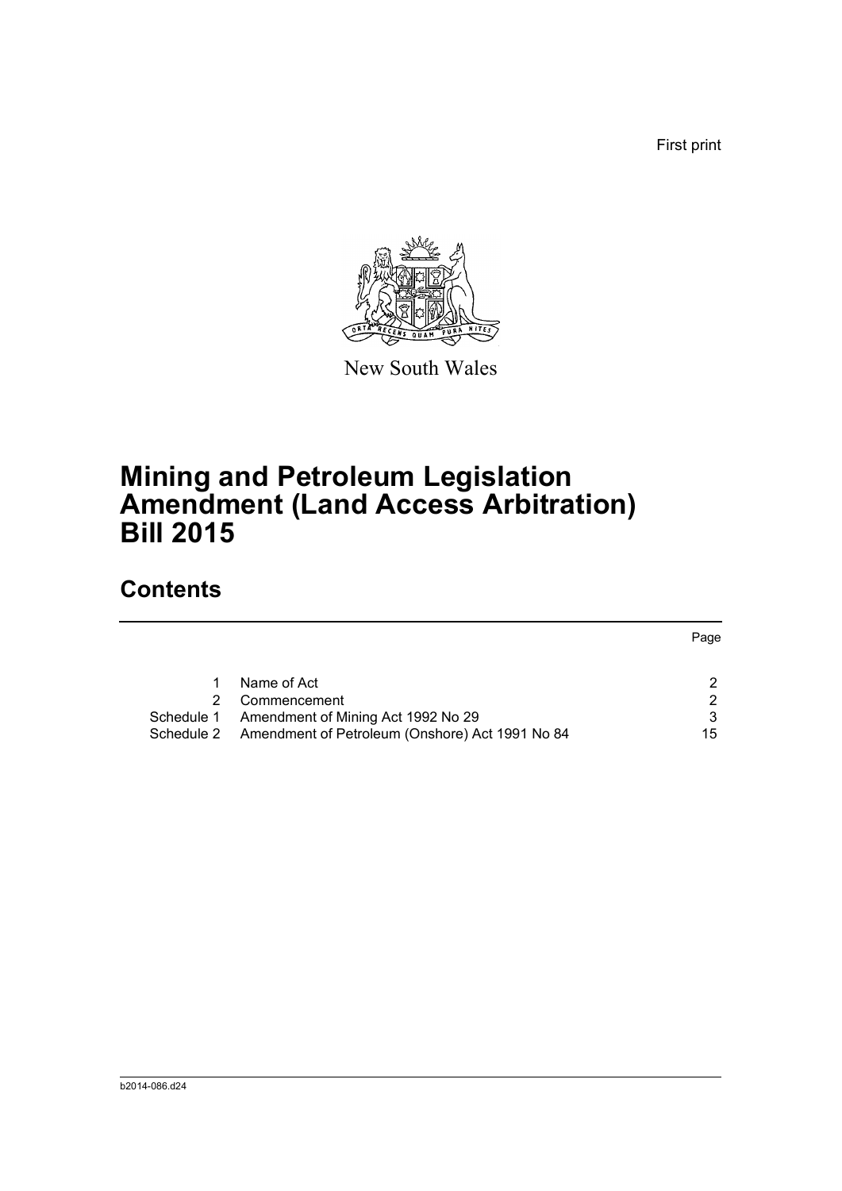First print

New South Wales

# Mining and Petroleum Legislation Amendment (Land Access Arbitration) Bill 2015

## Contents

| | | Page |
|---|---|---|
| 1 | Name of Act | 2 |
| 2 | Commencement | 2 |
| Schedule 1 | Amendment of Mining Act 1992 No 29 | 3 |
| Schedule 2 | Amendment of Petroleum (Onshore) Act 1991 No 84 | 15 |

b2014-086.d24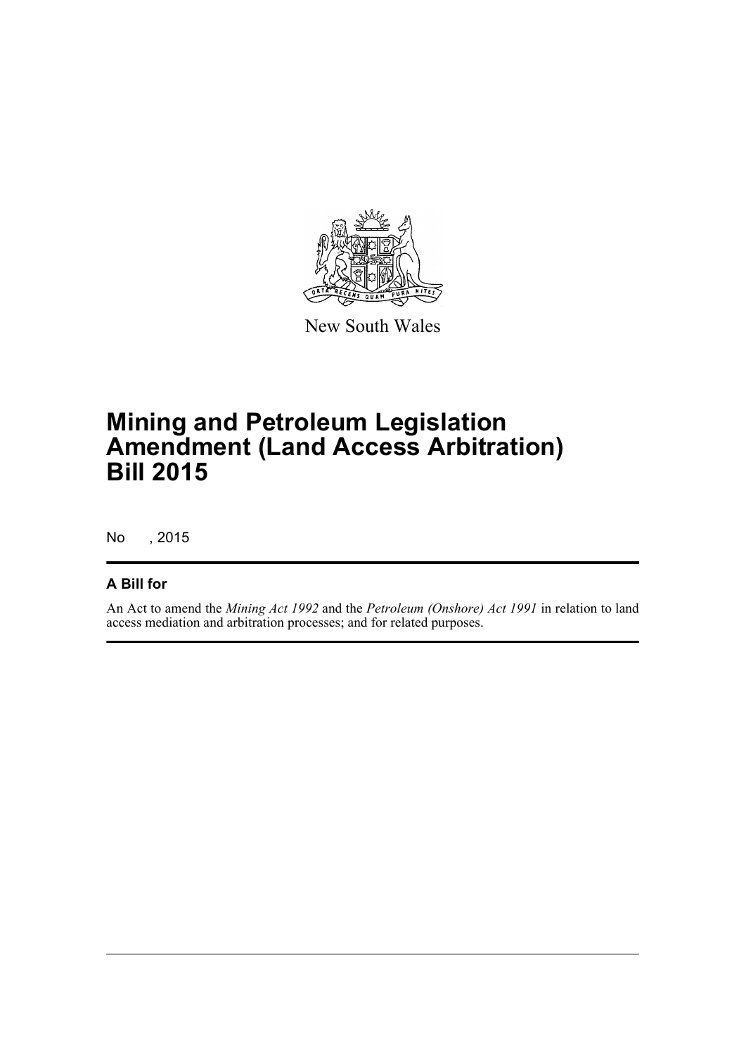New South Wales

# Mining and Petroleum Legislation Amendment (Land Access Arbitration) Bill 2015

No , 2015

## A Bill for

An Act to amend the *Mining Act 1992* and the *Petroleum (Onshore) Act 1991* in relation to land access mediation and arbitration processes; and for related purposes.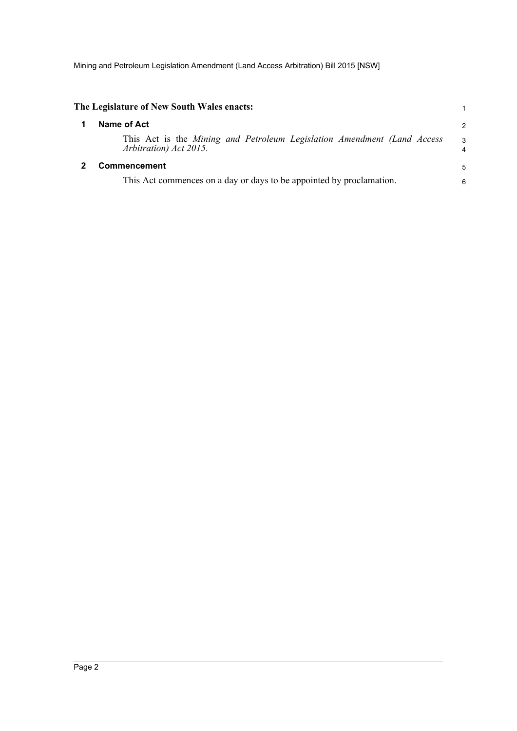**The Legislature of New South Wales enacts:**

## 1 Name of Act

This Act is the *Mining and Petroleum Legislation Amendment (Land Access Arbitration) Act 2015*.

## 2 Commencement

This Act commences on a day or days to be appointed by proclamation.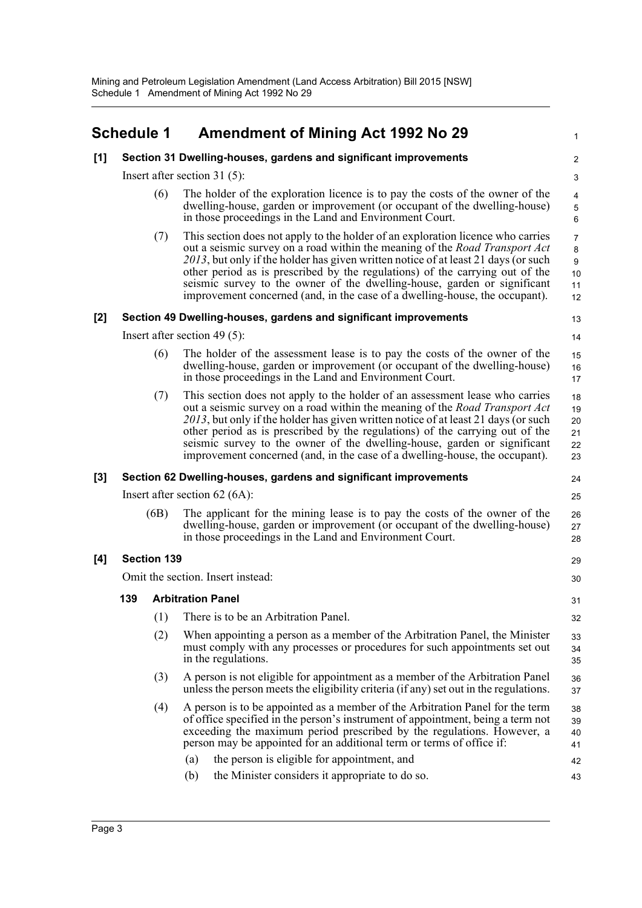# Schedule 1 Amendment of Mining Act 1992 No 29

## [1] Section 31 Dwelling-houses, gardens and significant improvements

Insert after section 31 (5):

(6) The holder of the exploration licence is to pay the costs of the owner of the dwelling-house, garden or improvement (or occupant of the dwelling-house) in those proceedings in the Land and Environment Court.

(7) This section does not apply to the holder of an exploration licence who carries out a seismic survey on a road within the meaning of the *Road Transport Act 2013*, but only if the holder has given written notice of at least 21 days (or such other period as is prescribed by the regulations) of the carrying out of the seismic survey to the owner of the dwelling-house, garden or significant improvement concerned (and, in the case of a dwelling-house, the occupant).

## [2] Section 49 Dwelling-houses, gardens and significant improvements

Insert after section 49 (5):

(6) The holder of the assessment lease is to pay the costs of the owner of the dwelling-house, garden or improvement (or occupant of the dwelling-house) in those proceedings in the Land and Environment Court.

(7) This section does not apply to the holder of an assessment lease who carries out a seismic survey on a road within the meaning of the *Road Transport Act 2013*, but only if the holder has given written notice of at least 21 days (or such other period as is prescribed by the regulations) of the carrying out of the seismic survey to the owner of the dwelling-house, garden or significant improvement concerned (and, in the case of a dwelling-house, the occupant).

## [3] Section 62 Dwelling-houses, gardens and significant improvements

Insert after section 62 (6A):

(6B) The applicant for the mining lease is to pay the costs of the owner of the dwelling-house, garden or improvement (or occupant of the dwelling-house) in those proceedings in the Land and Environment Court.

## [4] Section 139

Omit the section. Insert instead:

### 139 Arbitration Panel

(1) There is to be an Arbitration Panel.

(2) When appointing a person as a member of the Arbitration Panel, the Minister must comply with any processes or procedures for such appointments set out in the regulations.

(3) A person is not eligible for appointment as a member of the Arbitration Panel unless the person meets the eligibility criteria (if any) set out in the regulations.

(4) A person is to be appointed as a member of the Arbitration Panel for the term of office specified in the person's instrument of appointment, being a term not exceeding the maximum period prescribed by the regulations. However, a person may be appointed for an additional term or terms of office if:

(a) the person is eligible for appointment, and

(b) the Minister considers it appropriate to do so.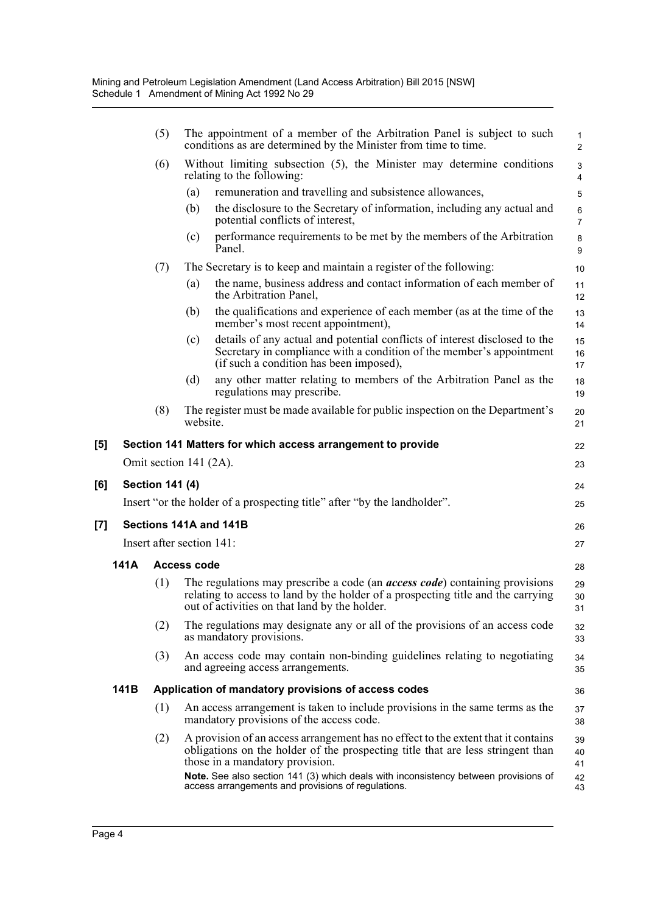(5) The appointment of a member of the Arbitration Panel is subject to such conditions as are determined by the Minister from time to time.

(6) Without limiting subsection (5), the Minister may determine conditions relating to the following:

- (a) remuneration and travelling and subsistence allowances,
- (b) the disclosure to the Secretary of information, including any actual and potential conflicts of interest,
- (c) performance requirements to be met by the members of the Arbitration Panel.

(7) The Secretary is to keep and maintain a register of the following:

- (a) the name, business address and contact information of each member of the Arbitration Panel,
- (b) the qualifications and experience of each member (as at the time of the member's most recent appointment),
- (c) details of any actual and potential conflicts of interest disclosed to the Secretary in compliance with a condition of the member's appointment (if such a condition has been imposed),
- (d) any other matter relating to members of the Arbitration Panel as the regulations may prescribe.

(8) The register must be made available for public inspection on the Department's website.

## [5] Section 141 Matters for which access arrangement to provide

Omit section 141 (2A).

## [6] Section 141 (4)

Insert "or the holder of a prospecting title" after "by the landholder".

## [7] Sections 141A and 141B

Insert after section 141:

### 141A Access code

(1) The regulations may prescribe a code (an ***access code***) containing provisions relating to access to land by the holder of a prospecting title and the carrying out of activities on that land by the holder.

(2) The regulations may designate any or all of the provisions of an access code as mandatory provisions.

(3) An access code may contain non-binding guidelines relating to negotiating and agreeing access arrangements.

### 141B Application of mandatory provisions of access codes

(1) An access arrangement is taken to include provisions in the same terms as the mandatory provisions of the access code.

(2) A provision of an access arrangement has no effect to the extent that it contains obligations on the holder of the prospecting title that are less stringent than those in a mandatory provision.

**Note.** See also section 141 (3) which deals with inconsistency between provisions of access arrangements and provisions of regulations.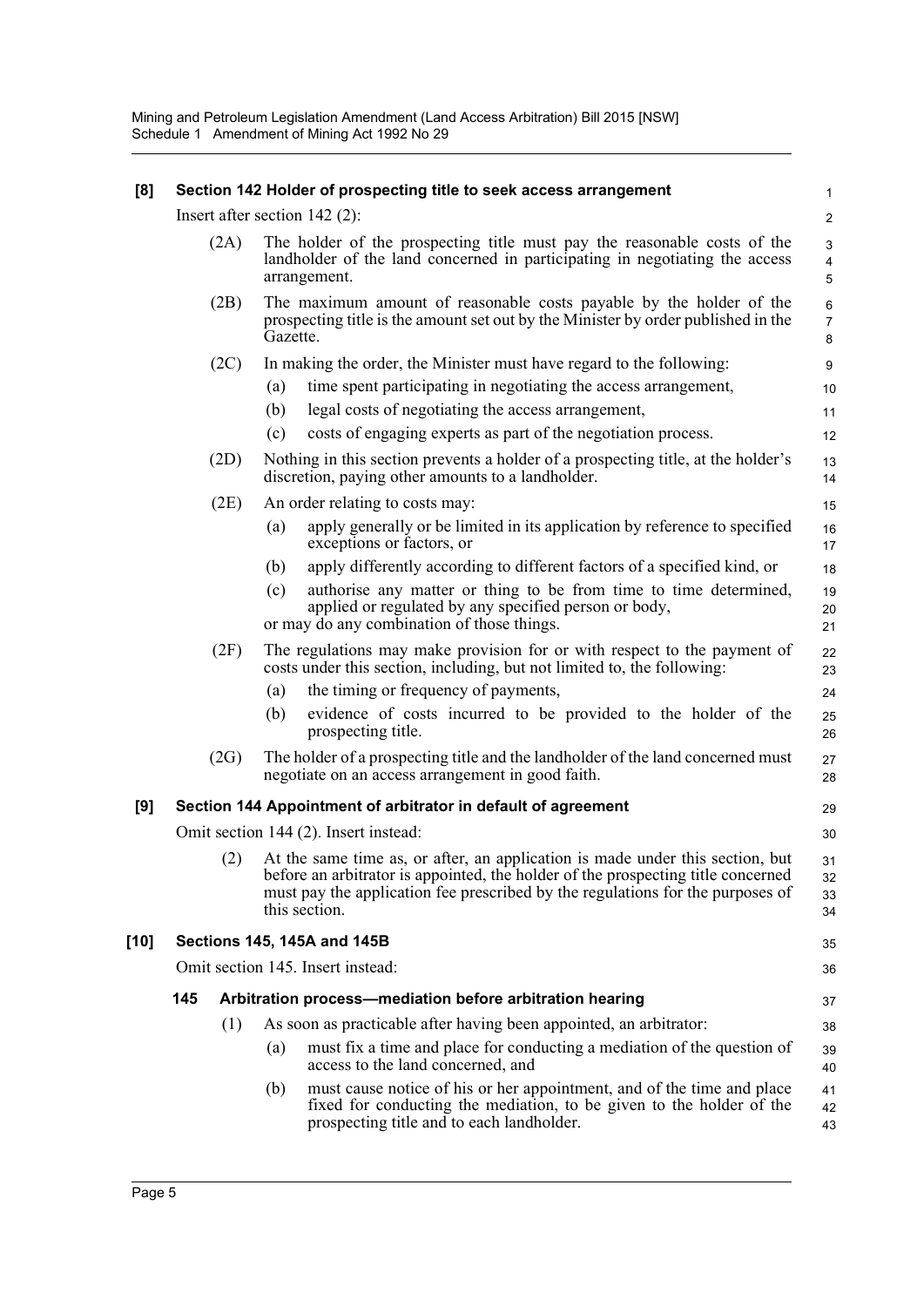**[8] Section 142 Holder of prospecting title to seek access arrangement**

Insert after section 142 (2):

(2A) The holder of the prospecting title must pay the reasonable costs of the landholder of the land concerned in participating in negotiating the access arrangement.

(2B) The maximum amount of reasonable costs payable by the holder of the prospecting title is the amount set out by the Minister by order published in the Gazette.

(2C) In making the order, the Minister must have regard to the following:

- (a) time spent participating in negotiating the access arrangement,
- (b) legal costs of negotiating the access arrangement,
- (c) costs of engaging experts as part of the negotiation process.

(2D) Nothing in this section prevents a holder of a prospecting title, at the holder's discretion, paying other amounts to a landholder.

(2E) An order relating to costs may:

- (a) apply generally or be limited in its application by reference to specified exceptions or factors, or
- (b) apply differently according to different factors of a specified kind, or
- (c) authorise any matter or thing to be from time to time determined, applied or regulated by any specified person or body,

or may do any combination of those things.

(2F) The regulations may make provision for or with respect to the payment of costs under this section, including, but not limited to, the following:

- (a) the timing or frequency of payments,
- (b) evidence of costs incurred to be provided to the holder of the prospecting title.

(2G) The holder of a prospecting title and the landholder of the land concerned must negotiate on an access arrangement in good faith.

**[9] Section 144 Appointment of arbitrator in default of agreement**

Omit section 144 (2). Insert instead:

(2) At the same time as, or after, an application is made under this section, but before an arbitrator is appointed, the holder of the prospecting title concerned must pay the application fee prescribed by the regulations for the purposes of this section.

**[10] Sections 145, 145A and 145B**

Omit section 145. Insert instead:

**145 Arbitration process—mediation before arbitration hearing**

(1) As soon as practicable after having been appointed, an arbitrator:

- (a) must fix a time and place for conducting a mediation of the question of access to the land concerned, and
- (b) must cause notice of his or her appointment, and of the time and place fixed for conducting the mediation, to be given to the holder of the prospecting title and to each landholder.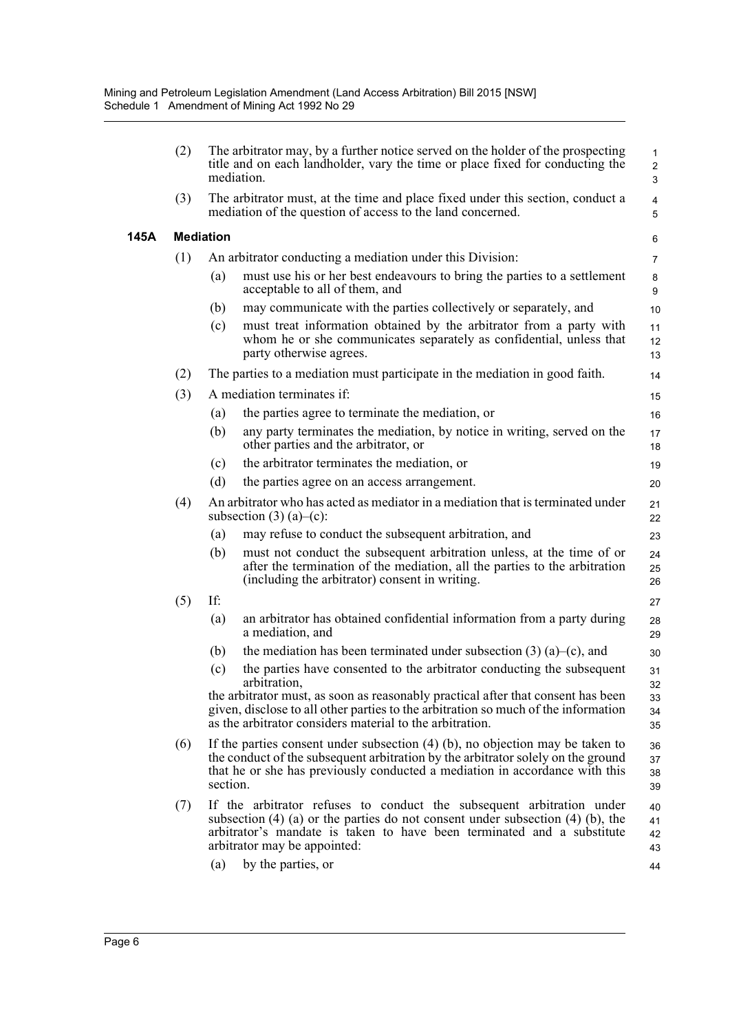(2) The arbitrator may, by a further notice served on the holder of the prospecting title and on each landholder, vary the time or place fixed for conducting the mediation.

(3) The arbitrator must, at the time and place fixed under this section, conduct a mediation of the question of access to the land concerned.

**145A Mediation**

(1) An arbitrator conducting a mediation under this Division:

- (a) must use his or her best endeavours to bring the parties to a settlement acceptable to all of them, and
- (b) may communicate with the parties collectively or separately, and
- (c) must treat information obtained by the arbitrator from a party with whom he or she communicates separately as confidential, unless that party otherwise agrees.

(2) The parties to a mediation must participate in the mediation in good faith.

(3) A mediation terminates if:

- (a) the parties agree to terminate the mediation, or
- (b) any party terminates the mediation, by notice in writing, served on the other parties and the arbitrator, or
- (c) the arbitrator terminates the mediation, or
- (d) the parties agree on an access arrangement.

(4) An arbitrator who has acted as mediator in a mediation that is terminated under subsection (3) (a)–(c):

- (a) may refuse to conduct the subsequent arbitration, and
- (b) must not conduct the subsequent arbitration unless, at the time of or after the termination of the mediation, all the parties to the arbitration (including the arbitrator) consent in writing.

(5) If:

- (a) an arbitrator has obtained confidential information from a party during a mediation, and
- (b) the mediation has been terminated under subsection (3) (a)–(c), and
- (c) the parties have consented to the arbitrator conducting the subsequent arbitration,

the arbitrator must, as soon as reasonably practical after that consent has been given, disclose to all other parties to the arbitration so much of the information as the arbitrator considers material to the arbitration.

(6) If the parties consent under subsection (4) (b), no objection may be taken to the conduct of the subsequent arbitration by the arbitrator solely on the ground that he or she has previously conducted a mediation in accordance with this section.

(7) If the arbitrator refuses to conduct the subsequent arbitration under subsection (4) (a) or the parties do not consent under subsection (4) (b), the arbitrator's mandate is taken to have been terminated and a substitute arbitrator may be appointed:

- (a) by the parties, or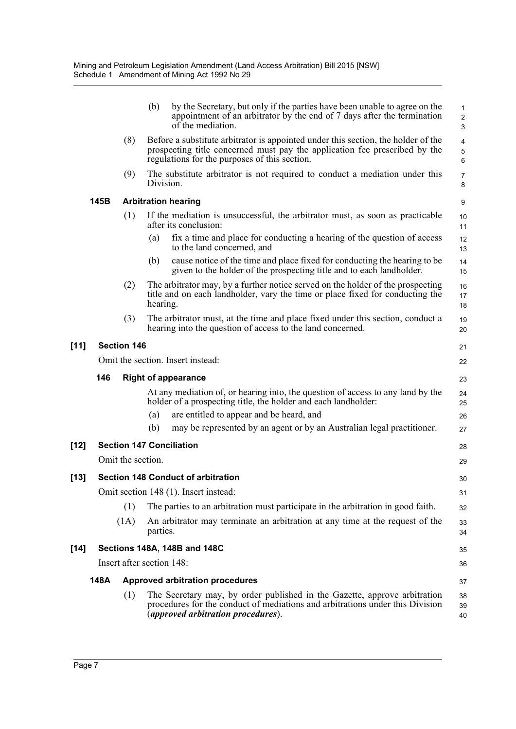(b) by the Secretary, but only if the parties have been unable to agree on the appointment of an arbitrator by the end of 7 days after the termination of the mediation.

(8) Before a substitute arbitrator is appointed under this section, the holder of the prospecting title concerned must pay the application fee prescribed by the regulations for the purposes of this section.

(9) The substitute arbitrator is not required to conduct a mediation under this Division.

**145B Arbitration hearing**

(1) If the mediation is unsuccessful, the arbitrator must, as soon as practicable after its conclusion:

(a) fix a time and place for conducting a hearing of the question of access to the land concerned, and

(b) cause notice of the time and place fixed for conducting the hearing to be given to the holder of the prospecting title and to each landholder.

(2) The arbitrator may, by a further notice served on the holder of the prospecting title and on each landholder, vary the time or place fixed for conducting the hearing.

(3) The arbitrator must, at the time and place fixed under this section, conduct a hearing into the question of access to the land concerned.

**[11] Section 146**

Omit the section. Insert instead:

**146 Right of appearance**

At any mediation of, or hearing into, the question of access to any land by the holder of a prospecting title, the holder and each landholder:

(a) are entitled to appear and be heard, and

(b) may be represented by an agent or by an Australian legal practitioner.

**[12] Section 147 Conciliation**

Omit the section.

**[13] Section 148 Conduct of arbitration**

Omit section 148 (1). Insert instead:

(1) The parties to an arbitration must participate in the arbitration in good faith.

(1A) An arbitrator may terminate an arbitration at any time at the request of the parties.

**[14] Sections 148A, 148B and 148C**

Insert after section 148:

**148A Approved arbitration procedures**

(1) The Secretary may, by order published in the Gazette, approve arbitration procedures for the conduct of mediations and arbitrations under this Division (***approved arbitration procedures***).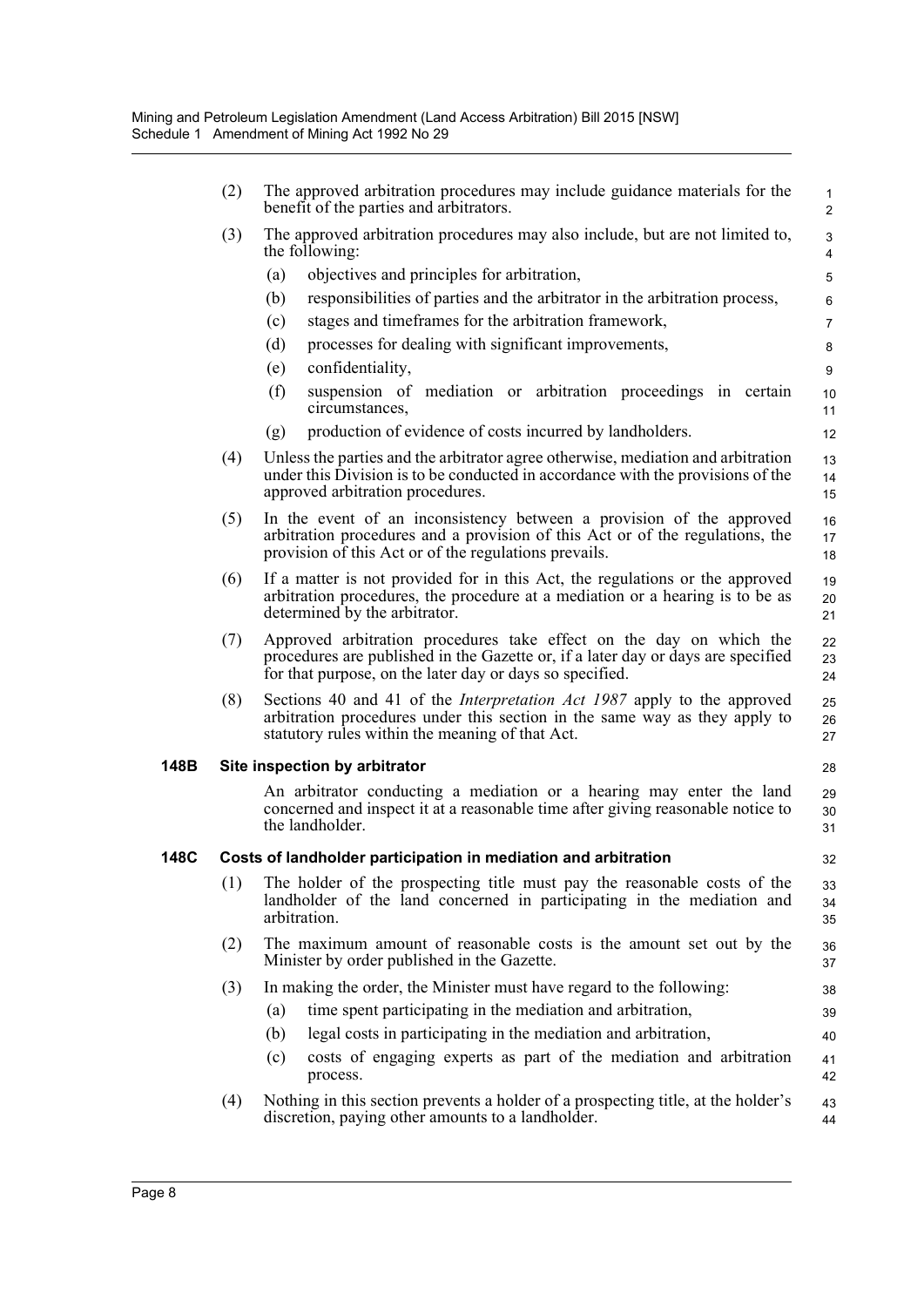(2) The approved arbitration procedures may include guidance materials for the benefit of the parties and arbitrators.

(3) The approved arbitration procedures may also include, but are not limited to, the following:

- (a) objectives and principles for arbitration,
- (b) responsibilities of parties and the arbitrator in the arbitration process,
- (c) stages and timeframes for the arbitration framework,
- (d) processes for dealing with significant improvements,
- (e) confidentiality,
- (f) suspension of mediation or arbitration proceedings in certain circumstances,
- (g) production of evidence of costs incurred by landholders.

(4) Unless the parties and the arbitrator agree otherwise, mediation and arbitration under this Division is to be conducted in accordance with the provisions of the approved arbitration procedures.

(5) In the event of an inconsistency between a provision of the approved arbitration procedures and a provision of this Act or of the regulations, the provision of this Act or of the regulations prevails.

(6) If a matter is not provided for in this Act, the regulations or the approved arbitration procedures, the procedure at a mediation or a hearing is to be as determined by the arbitrator.

(7) Approved arbitration procedures take effect on the day on which the procedures are published in the Gazette or, if a later day or days are specified for that purpose, on the later day or days so specified.

(8) Sections 40 and 41 of the *Interpretation Act 1987* apply to the approved arbitration procedures under this section in the same way as they apply to statutory rules within the meaning of that Act.

**148B Site inspection by arbitrator**

An arbitrator conducting a mediation or a hearing may enter the land concerned and inspect it at a reasonable time after giving reasonable notice to the landholder.

**148C Costs of landholder participation in mediation and arbitration**

(1) The holder of the prospecting title must pay the reasonable costs of the landholder of the land concerned in participating in the mediation and arbitration.

(2) The maximum amount of reasonable costs is the amount set out by the Minister by order published in the Gazette.

(3) In making the order, the Minister must have regard to the following:

- (a) time spent participating in the mediation and arbitration,
- (b) legal costs in participating in the mediation and arbitration,
- (c) costs of engaging experts as part of the mediation and arbitration process.

(4) Nothing in this section prevents a holder of a prospecting title, at the holder's discretion, paying other amounts to a landholder.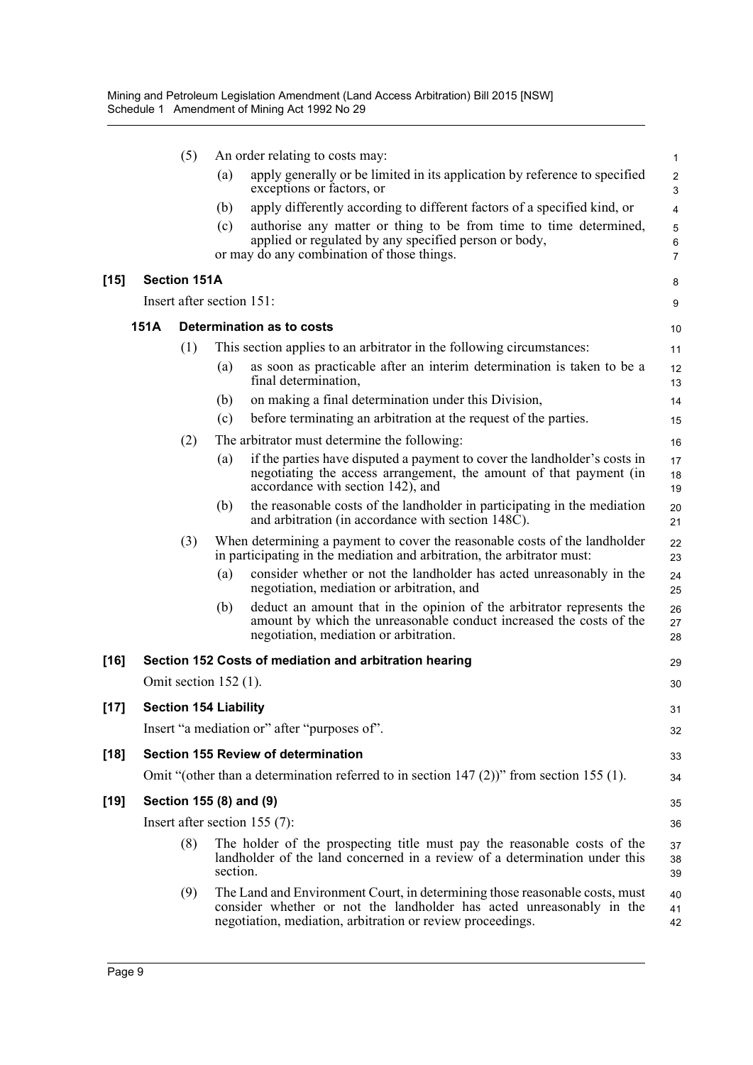(5) An order relating to costs may:

(a) apply generally or be limited in its application by reference to specified exceptions or factors, or

(b) apply differently according to different factors of a specified kind, or

(c) authorise any matter or thing to be from time to time determined, applied or regulated by any specified person or body,

or may do any combination of those things.

**[15] Section 151A**

Insert after section 151:

**151A Determination as to costs**

(1) This section applies to an arbitrator in the following circumstances:

(a) as soon as practicable after an interim determination is taken to be a final determination,

(b) on making a final determination under this Division,

(c) before terminating an arbitration at the request of the parties.

(2) The arbitrator must determine the following:

(a) if the parties have disputed a payment to cover the landholder's costs in negotiating the access arrangement, the amount of that payment (in accordance with section 142), and

(b) the reasonable costs of the landholder in participating in the mediation and arbitration (in accordance with section 148C).

(3) When determining a payment to cover the reasonable costs of the landholder in participating in the mediation and arbitration, the arbitrator must:

(a) consider whether or not the landholder has acted unreasonably in the negotiation, mediation or arbitration, and

(b) deduct an amount that in the opinion of the arbitrator represents the amount by which the unreasonable conduct increased the costs of the negotiation, mediation or arbitration.

**[16] Section 152 Costs of mediation and arbitration hearing**

Omit section 152 (1).

**[17] Section 154 Liability**

Insert "a mediation or" after "purposes of".

**[18] Section 155 Review of determination**

Omit "(other than a determination referred to in section 147 (2))" from section 155 (1).

**[19] Section 155 (8) and (9)**

Insert after section 155 (7):

(8) The holder of the prospecting title must pay the reasonable costs of the landholder of the land concerned in a review of a determination under this section.

(9) The Land and Environment Court, in determining those reasonable costs, must consider whether or not the landholder has acted unreasonably in the negotiation, mediation, arbitration or review proceedings.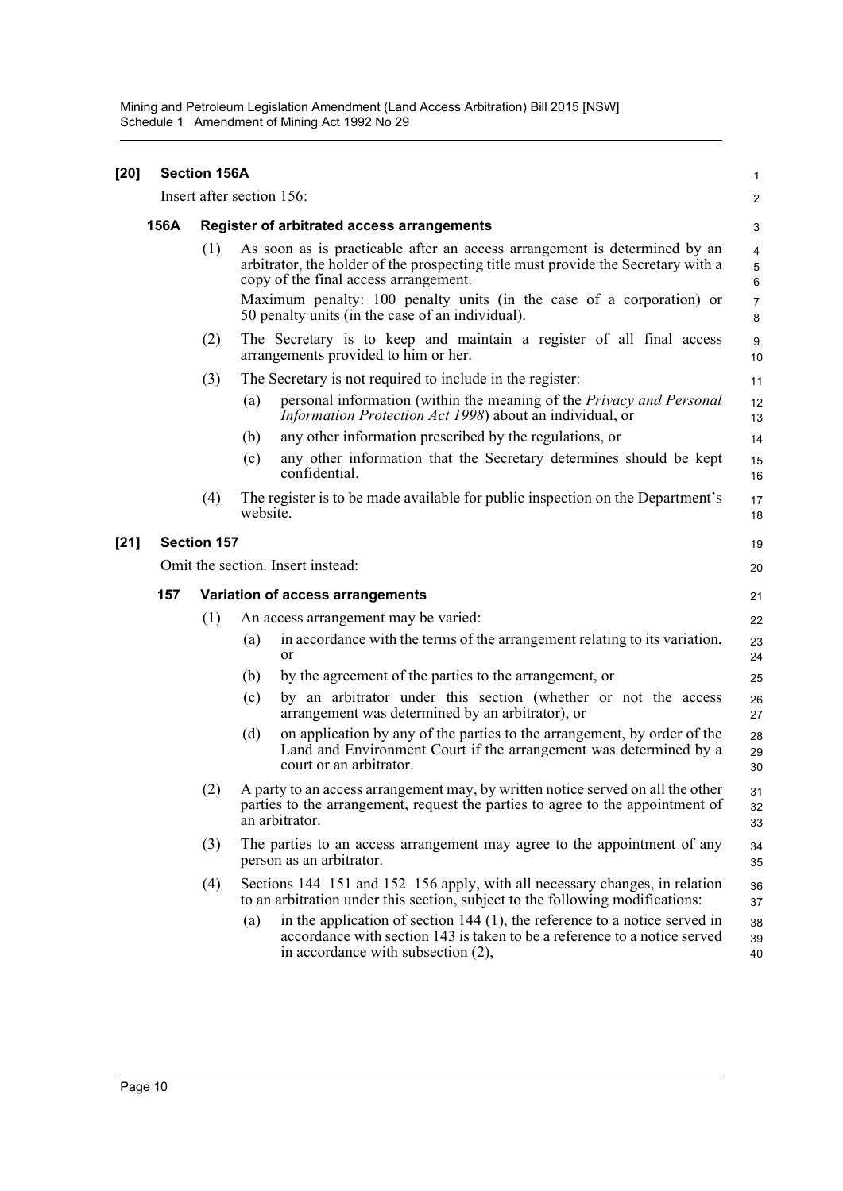**[20] Section 156A**

Insert after section 156:

**156A Register of arbitrated access arrangements**

(1) As soon as is practicable after an access arrangement is determined by an arbitrator, the holder of the prospecting title must provide the Secretary with a copy of the final access arrangement.

Maximum penalty: 100 penalty units (in the case of a corporation) or 50 penalty units (in the case of an individual).

(2) The Secretary is to keep and maintain a register of all final access arrangements provided to him or her.

(3) The Secretary is not required to include in the register:

(a) personal information (within the meaning of the *Privacy and Personal Information Protection Act 1998*) about an individual, or

(b) any other information prescribed by the regulations, or

(c) any other information that the Secretary determines should be kept confidential.

(4) The register is to be made available for public inspection on the Department's website.

**[21] Section 157**

Omit the section. Insert instead:

**157 Variation of access arrangements**

(1) An access arrangement may be varied:

(a) in accordance with the terms of the arrangement relating to its variation, or

(b) by the agreement of the parties to the arrangement, or

(c) by an arbitrator under this section (whether or not the access arrangement was determined by an arbitrator), or

(d) on application by any of the parties to the arrangement, by order of the Land and Environment Court if the arrangement was determined by a court or an arbitrator.

(2) A party to an access arrangement may, by written notice served on all the other parties to the arrangement, request the parties to agree to the appointment of an arbitrator.

(3) The parties to an access arrangement may agree to the appointment of any person as an arbitrator.

(4) Sections 144–151 and 152–156 apply, with all necessary changes, in relation to an arbitration under this section, subject to the following modifications:

(a) in the application of section 144 (1), the reference to a notice served in accordance with section 143 is taken to be a reference to a notice served in accordance with subsection (2),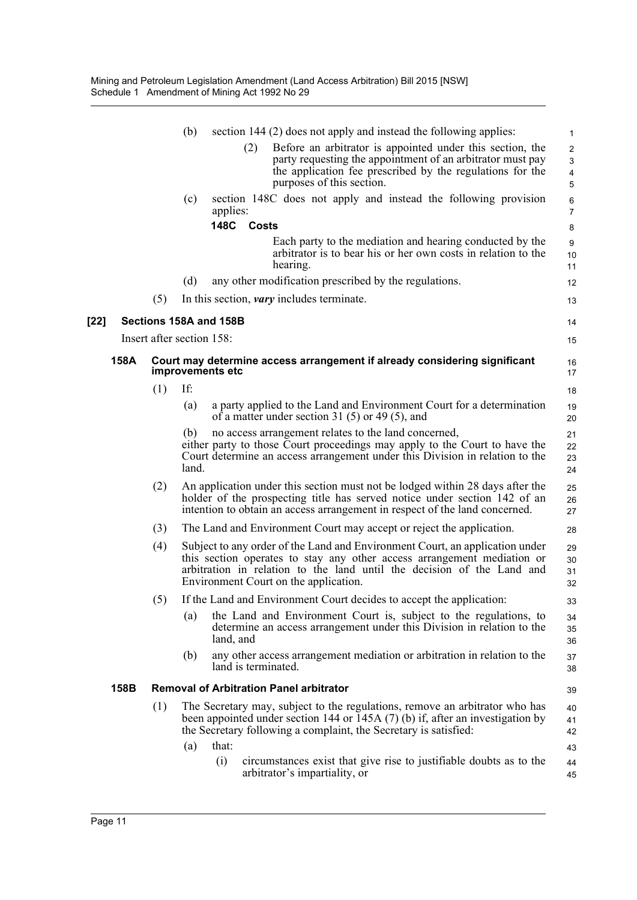(b) section 144 (2) does not apply and instead the following applies:

> (2) Before an arbitrator is appointed under this section, the party requesting the appointment of an arbitrator must pay the application fee prescribed by the regulations for the purposes of this section.

(c) section 148C does not apply and instead the following provision applies:

> **148C Costs**
>
> Each party to the mediation and hearing conducted by the arbitrator is to bear his or her own costs in relation to the hearing.

(d) any other modification prescribed by the regulations.

(5) In this section, ***vary*** includes terminate.

## [22] Sections 158A and 158B

Insert after section 158:

### 158A Court may determine access arrangement if already considering significant improvements etc

(1) If:

(a) a party applied to the Land and Environment Court for a determination of a matter under section 31 (5) or 49 (5), and

(b) no access arrangement relates to the land concerned,

either party to those Court proceedings may apply to the Court to have the Court determine an access arrangement under this Division in relation to the land.

(2) An application under this section must not be lodged within 28 days after the holder of the prospecting title has served notice under section 142 of an intention to obtain an access arrangement in respect of the land concerned.

(3) The Land and Environment Court may accept or reject the application.

(4) Subject to any order of the Land and Environment Court, an application under this section operates to stay any other access arrangement mediation or arbitration in relation to the land until the decision of the Land and Environment Court on the application.

(5) If the Land and Environment Court decides to accept the application:

(a) the Land and Environment Court is, subject to the regulations, to determine an access arrangement under this Division in relation to the land, and

(b) any other access arrangement mediation or arbitration in relation to the land is terminated.

### 158B Removal of Arbitration Panel arbitrator

(1) The Secretary may, subject to the regulations, remove an arbitrator who has been appointed under section 144 or 145A (7) (b) if, after an investigation by the Secretary following a complaint, the Secretary is satisfied:

(a) that:

(i) circumstances exist that give rise to justifiable doubts as to the arbitrator's impartiality, or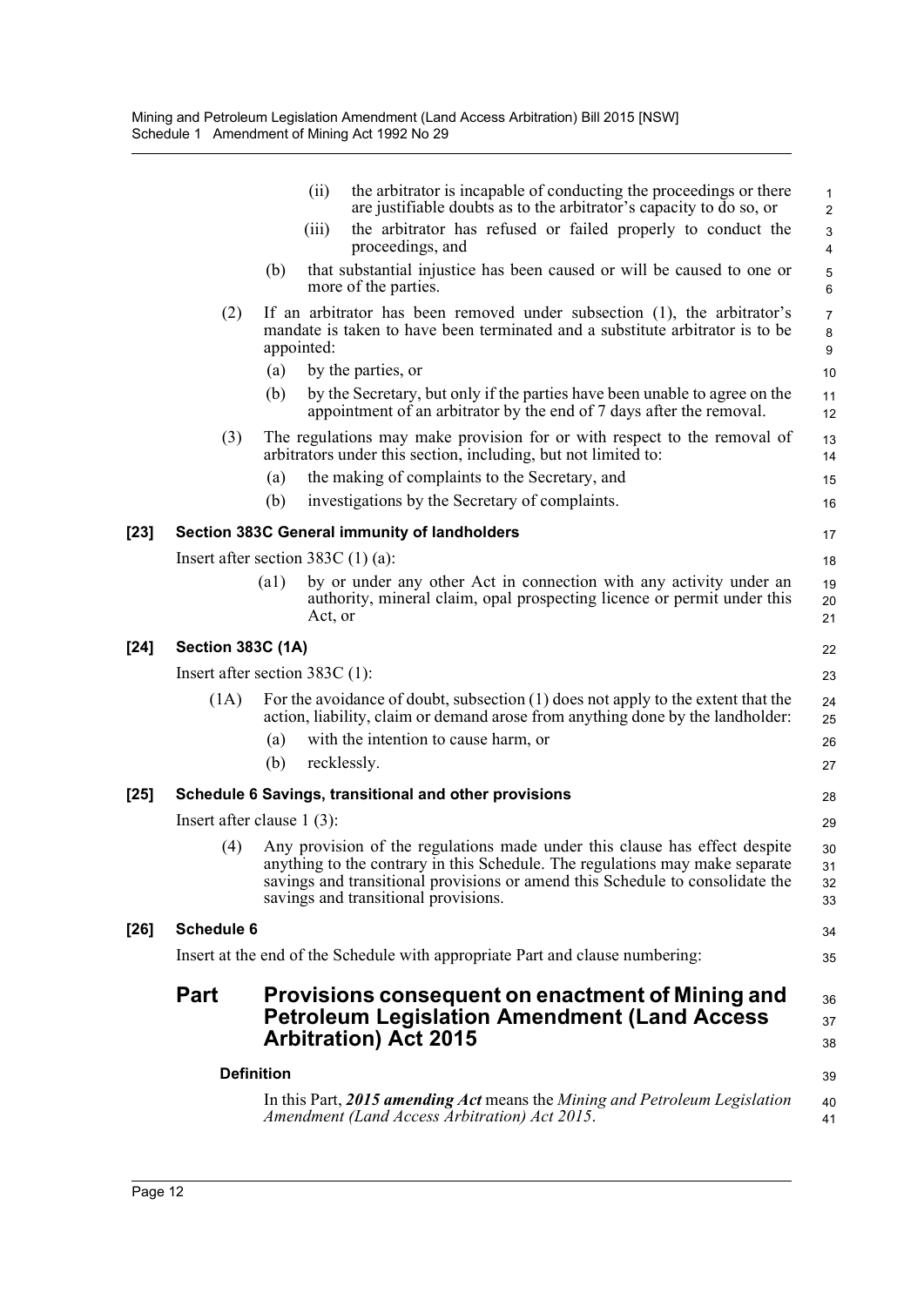(ii) the arbitrator is incapable of conducting the proceedings or there are justifiable doubts as to the arbitrator's capacity to do so, or

(iii) the arbitrator has refused or failed properly to conduct the proceedings, and

(b) that substantial injustice has been caused or will be caused to one or more of the parties.

(2) If an arbitrator has been removed under subsection (1), the arbitrator's mandate is taken to have been terminated and a substitute arbitrator is to be appointed:

(a) by the parties, or

(b) by the Secretary, but only if the parties have been unable to agree on the appointment of an arbitrator by the end of 7 days after the removal.

(3) The regulations may make provision for or with respect to the removal of arbitrators under this section, including, but not limited to:

(a) the making of complaints to the Secretary, and

(b) investigations by the Secretary of complaints.

### [23] Section 383C General immunity of landholders

Insert after section 383C (1) (a):

(a1) by or under any other Act in connection with any activity under an authority, mineral claim, opal prospecting licence or permit under this Act, or

### [24] Section 383C (1A)

Insert after section 383C (1):

(1A) For the avoidance of doubt, subsection (1) does not apply to the extent that the action, liability, claim or demand arose from anything done by the landholder:

(a) with the intention to cause harm, or

(b) recklessly.

### [25] Schedule 6 Savings, transitional and other provisions

Insert after clause 1 (3):

(4) Any provision of the regulations made under this clause has effect despite anything to the contrary in this Schedule. The regulations may make separate savings and transitional provisions or amend this Schedule to consolidate the savings and transitional provisions.

### [26] Schedule 6

Insert at the end of the Schedule with appropriate Part and clause numbering:

## Part Provisions consequent on enactment of Mining and Petroleum Legislation Amendment (Land Access Arbitration) Act 2015

#### Definition

In this Part, ***2015 amending Act*** means the *Mining and Petroleum Legislation Amendment (Land Access Arbitration) Act 2015*.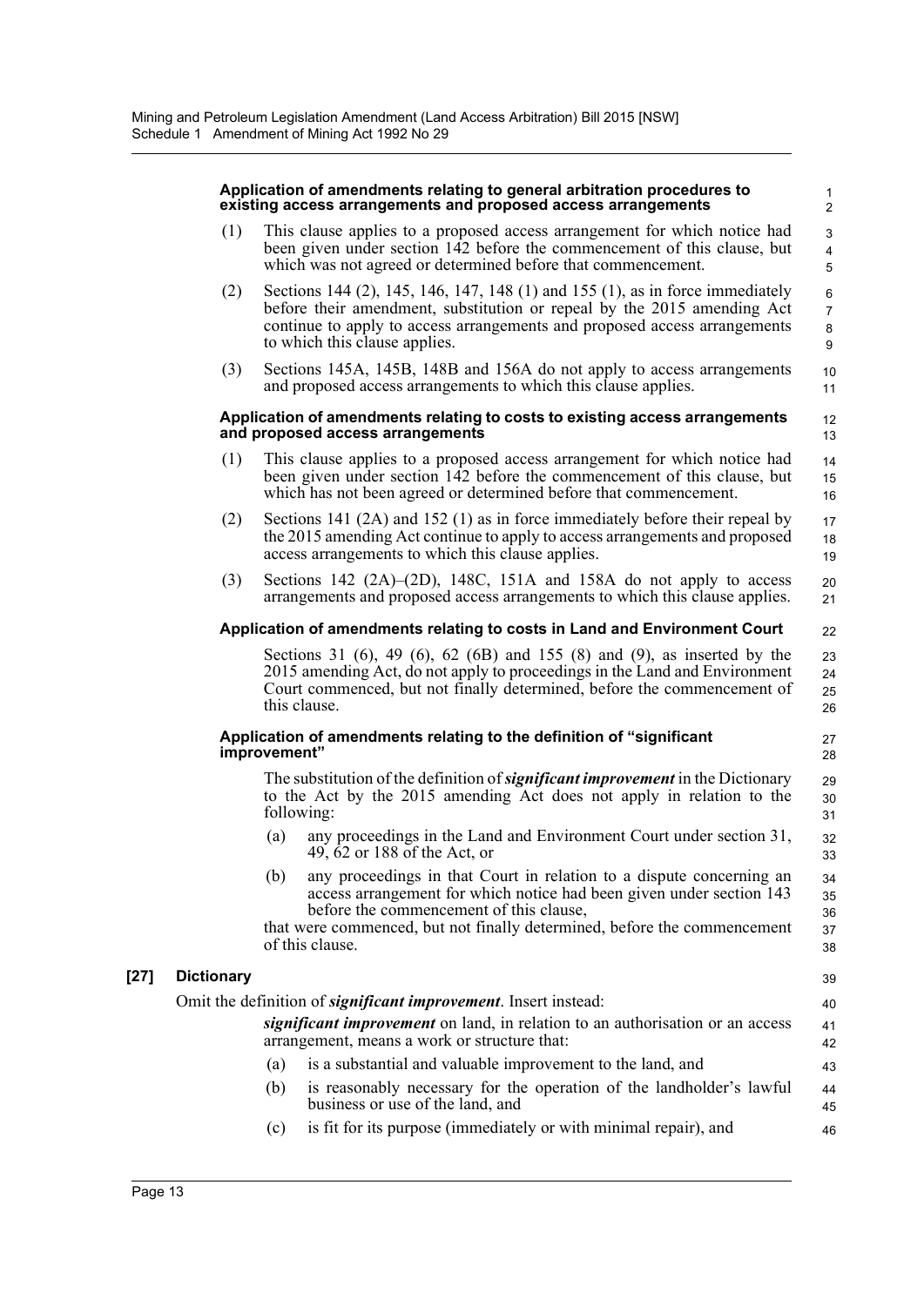#### Application of amendments relating to general arbitration procedures to existing access arrangements and proposed access arrangements

(1) This clause applies to a proposed access arrangement for which notice had been given under section 142 before the commencement of this clause, but which was not agreed or determined before that commencement.

(2) Sections 144 (2), 145, 146, 147, 148 (1) and 155 (1), as in force immediately before their amendment, substitution or repeal by the 2015 amending Act continue to apply to access arrangements and proposed access arrangements to which this clause applies.

(3) Sections 145A, 145B, 148B and 156A do not apply to access arrangements and proposed access arrangements to which this clause applies.

#### Application of amendments relating to costs to existing access arrangements and proposed access arrangements

(1) This clause applies to a proposed access arrangement for which notice had been given under section 142 before the commencement of this clause, but which has not been agreed or determined before that commencement.

(2) Sections 141 (2A) and 152 (1) as in force immediately before their repeal by the 2015 amending Act continue to apply to access arrangements and proposed access arrangements to which this clause applies.

(3) Sections 142 (2A)–(2D), 148C, 151A and 158A do not apply to access arrangements and proposed access arrangements to which this clause applies.

#### Application of amendments relating to costs in Land and Environment Court

Sections 31 (6), 49 (6), 62 (6B) and 155 (8) and (9), as inserted by the 2015 amending Act, do not apply to proceedings in the Land and Environment Court commenced, but not finally determined, before the commencement of this clause.

#### Application of amendments relating to the definition of "significant improvement"

The substitution of the definition of ***significant improvement*** in the Dictionary to the Act by the 2015 amending Act does not apply in relation to the following:

(a) any proceedings in the Land and Environment Court under section 31, 49, 62 or 188 of the Act, or

(b) any proceedings in that Court in relation to a dispute concerning an access arrangement for which notice had been given under section 143 before the commencement of this clause,

that were commenced, but not finally determined, before the commencement of this clause.

### [27] Dictionary

Omit the definition of ***significant improvement***. Insert instead:

***significant improvement*** on land, in relation to an authorisation or an access arrangement, means a work or structure that:

(a) is a substantial and valuable improvement to the land, and

(b) is reasonably necessary for the operation of the landholder's lawful business or use of the land, and

(c) is fit for its purpose (immediately or with minimal repair), and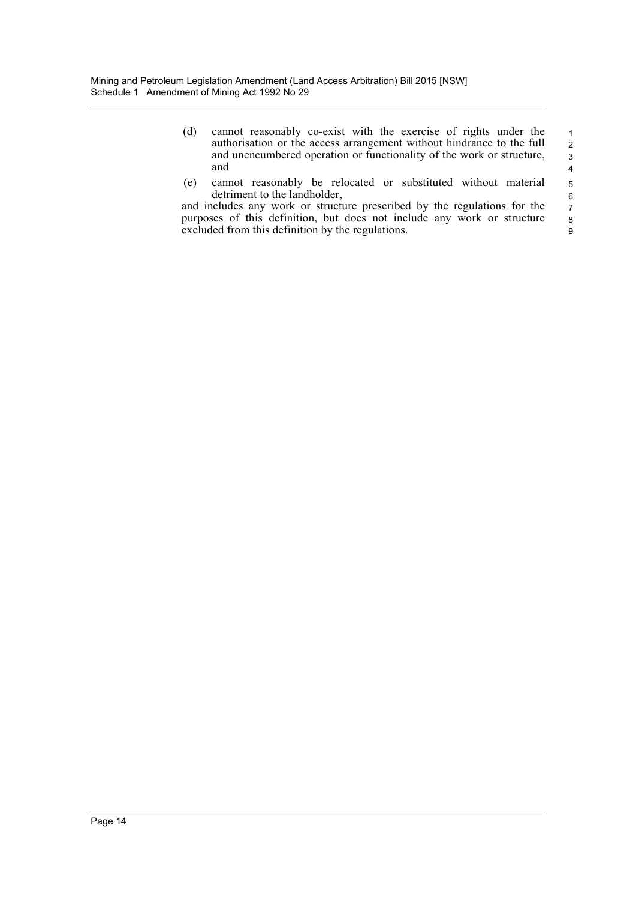(d) cannot reasonably co-exist with the exercise of rights under the authorisation or the access arrangement without hindrance to the full and unencumbered operation or functionality of the work or structure, and

(e) cannot reasonably be relocated or substituted without material detriment to the landholder,

and includes any work or structure prescribed by the regulations for the purposes of this definition, but does not include any work or structure excluded from this definition by the regulations.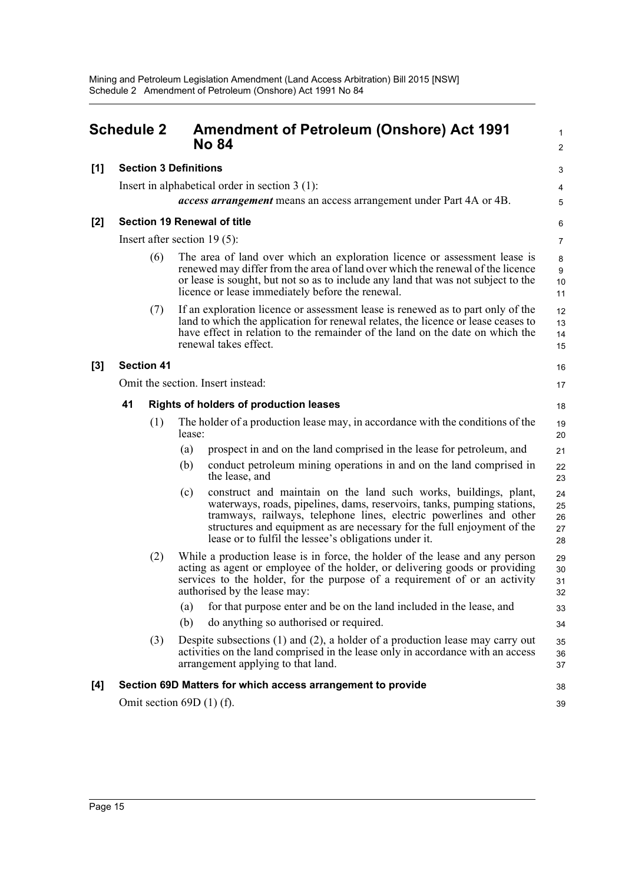# Schedule 2 Amendment of Petroleum (Onshore) Act 1991 No 84

**[1] Section 3 Definitions**

Insert in alphabetical order in section 3 (1):

> ***access arrangement*** means an access arrangement under Part 4A or 4B.

**[2] Section 19 Renewal of title**

Insert after section 19 (5):

> (6) The area of land over which an exploration licence or assessment lease is renewed may differ from the area of land over which the renewal of the licence or lease is sought, but not so as to include any land that was not subject to the licence or lease immediately before the renewal.
>
> (7) If an exploration licence or assessment lease is renewed as to part only of the land to which the application for renewal relates, the licence or lease ceases to have effect in relation to the remainder of the land on the date on which the renewal takes effect.

**[3] Section 41**

Omit the section. Insert instead:

> **41 Rights of holders of production leases**
>
> (1) The holder of a production lease may, in accordance with the conditions of the lease:
>
> (a) prospect in and on the land comprised in the lease for petroleum, and
>
> (b) conduct petroleum mining operations in and on the land comprised in the lease, and
>
> (c) construct and maintain on the land such works, buildings, plant, waterways, roads, pipelines, dams, reservoirs, tanks, pumping stations, tramways, railways, telephone lines, electric powerlines and other structures and equipment as are necessary for the full enjoyment of the lease or to fulfil the lessee's obligations under it.
>
> (2) While a production lease is in force, the holder of the lease and any person acting as agent or employee of the holder, or delivering goods or providing services to the holder, for the purpose of a requirement of or an activity authorised by the lease may:
>
> (a) for that purpose enter and be on the land included in the lease, and
>
> (b) do anything so authorised or required.
>
> (3) Despite subsections (1) and (2), a holder of a production lease may carry out activities on the land comprised in the lease only in accordance with an access arrangement applying to that land.

**[4] Section 69D Matters for which access arrangement to provide**

Omit section 69D (1) (f).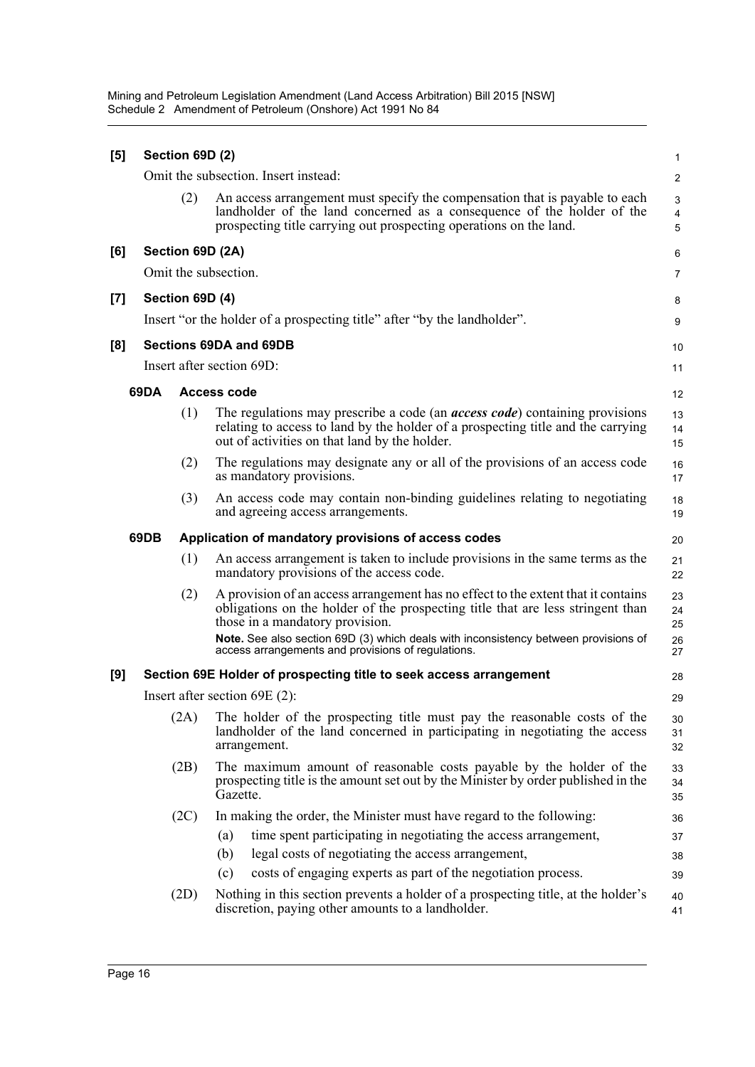**[5] Section 69D (2)**

Omit the subsection. Insert instead:

(2) An access arrangement must specify the compensation that is payable to each landholder of the land concerned as a consequence of the holder of the prospecting title carrying out prospecting operations on the land.

**[6] Section 69D (2A)**

Omit the subsection.

**[7] Section 69D (4)**

Insert "or the holder of a prospecting title" after "by the landholder".

**[8] Sections 69DA and 69DB**

Insert after section 69D:

**69DA Access code**

(1) The regulations may prescribe a code (an ***access code***) containing provisions relating to access to land by the holder of a prospecting title and the carrying out of activities on that land by the holder.

(2) The regulations may designate any or all of the provisions of an access code as mandatory provisions.

(3) An access code may contain non-binding guidelines relating to negotiating and agreeing access arrangements.

**69DB Application of mandatory provisions of access codes**

(1) An access arrangement is taken to include provisions in the same terms as the mandatory provisions of the access code.

(2) A provision of an access arrangement has no effect to the extent that it contains obligations on the holder of the prospecting title that are less stringent than those in a mandatory provision.

**Note.** See also section 69D (3) which deals with inconsistency between provisions of access arrangements and provisions of regulations.

**[9] Section 69E Holder of prospecting title to seek access arrangement**

Insert after section 69E (2):

(2A) The holder of the prospecting title must pay the reasonable costs of the landholder of the land concerned in participating in negotiating the access arrangement.

(2B) The maximum amount of reasonable costs payable by the holder of the prospecting title is the amount set out by the Minister by order published in the Gazette.

(2C) In making the order, the Minister must have regard to the following:

(a) time spent participating in negotiating the access arrangement,

(b) legal costs of negotiating the access arrangement,

(c) costs of engaging experts as part of the negotiation process.

(2D) Nothing in this section prevents a holder of a prospecting title, at the holder's discretion, paying other amounts to a landholder.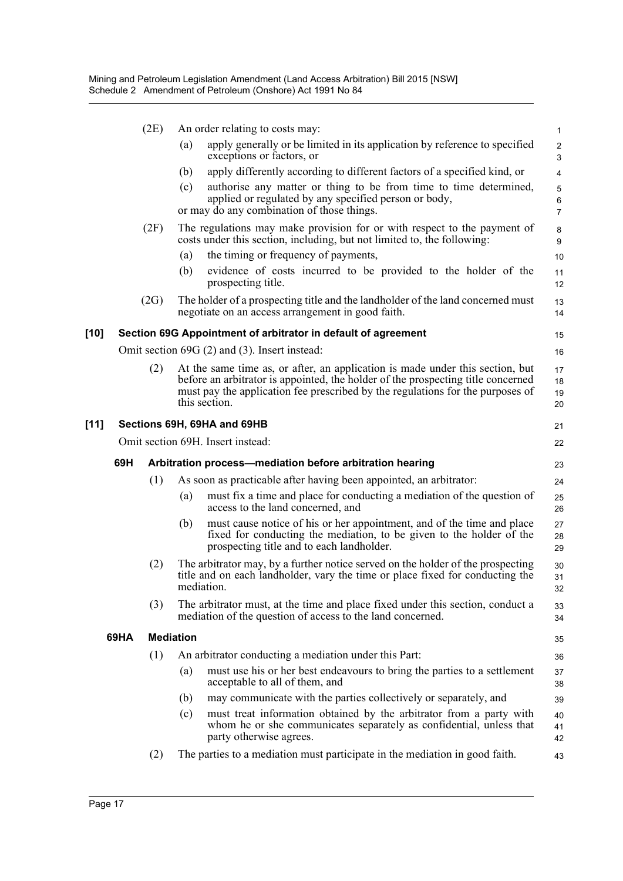(2E) An order relating to costs may:

(a) apply generally or be limited in its application by reference to specified exceptions or factors, or

(b) apply differently according to different factors of a specified kind, or

(c) authorise any matter or thing to be from time to time determined, applied or regulated by any specified person or body,

or may do any combination of those things.

(2F) The regulations may make provision for or with respect to the payment of costs under this section, including, but not limited to, the following:

(a) the timing or frequency of payments,

(b) evidence of costs incurred to be provided to the holder of the prospecting title.

(2G) The holder of a prospecting title and the landholder of the land concerned must negotiate on an access arrangement in good faith.

### [10] Section 69G Appointment of arbitrator in default of agreement

Omit section 69G (2) and (3). Insert instead:

(2) At the same time as, or after, an application is made under this section, but before an arbitrator is appointed, the holder of the prospecting title concerned must pay the application fee prescribed by the regulations for the purposes of this section.

### [11] Sections 69H, 69HA and 69HB

Omit section 69H. Insert instead:

#### 69H Arbitration process—mediation before arbitration hearing

(1) As soon as practicable after having been appointed, an arbitrator:

(a) must fix a time and place for conducting a mediation of the question of access to the land concerned, and

(b) must cause notice of his or her appointment, and of the time and place fixed for conducting the mediation, to be given to the holder of the prospecting title and to each landholder.

(2) The arbitrator may, by a further notice served on the holder of the prospecting title and on each landholder, vary the time or place fixed for conducting the mediation.

(3) The arbitrator must, at the time and place fixed under this section, conduct a mediation of the question of access to the land concerned.

#### 69HA Mediation

(1) An arbitrator conducting a mediation under this Part:

(a) must use his or her best endeavours to bring the parties to a settlement acceptable to all of them, and

(b) may communicate with the parties collectively or separately, and

(c) must treat information obtained by the arbitrator from a party with whom he or she communicates separately as confidential, unless that party otherwise agrees.

(2) The parties to a mediation must participate in the mediation in good faith.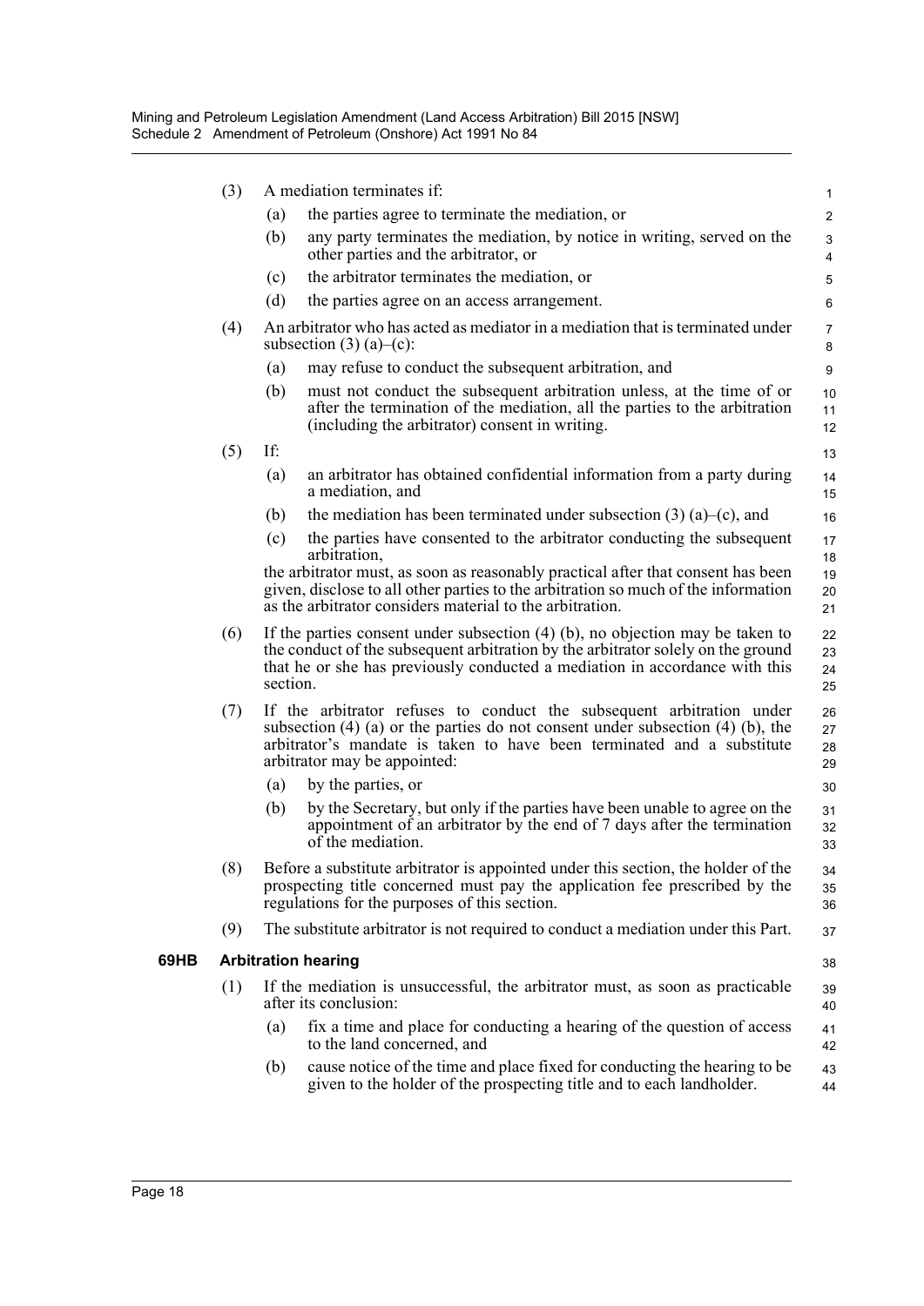(3) A mediation terminates if:

(a) the parties agree to terminate the mediation, or

(b) any party terminates the mediation, by notice in writing, served on the other parties and the arbitrator, or

(c) the arbitrator terminates the mediation, or

(d) the parties agree on an access arrangement.

(4) An arbitrator who has acted as mediator in a mediation that is terminated under subsection (3) (a)–(c):

(a) may refuse to conduct the subsequent arbitration, and

(b) must not conduct the subsequent arbitration unless, at the time of or after the termination of the mediation, all the parties to the arbitration (including the arbitrator) consent in writing.

(5) If:

(a) an arbitrator has obtained confidential information from a party during a mediation, and

(b) the mediation has been terminated under subsection (3) (a)–(c), and

(c) the parties have consented to the arbitrator conducting the subsequent arbitration,

the arbitrator must, as soon as reasonably practical after that consent has been given, disclose to all other parties to the arbitration so much of the information as the arbitrator considers material to the arbitration.

(6) If the parties consent under subsection (4) (b), no objection may be taken to the conduct of the subsequent arbitration by the arbitrator solely on the ground that he or she has previously conducted a mediation in accordance with this section.

(7) If the arbitrator refuses to conduct the subsequent arbitration under subsection (4) (a) or the parties do not consent under subsection (4) (b), the arbitrator's mandate is taken to have been terminated and a substitute arbitrator may be appointed:

(a) by the parties, or

(b) by the Secretary, but only if the parties have been unable to agree on the appointment of an arbitrator by the end of 7 days after the termination of the mediation.

(8) Before a substitute arbitrator is appointed under this section, the holder of the prospecting title concerned must pay the application fee prescribed by the regulations for the purposes of this section.

(9) The substitute arbitrator is not required to conduct a mediation under this Part.

**69HB Arbitration hearing**

(1) If the mediation is unsuccessful, the arbitrator must, as soon as practicable after its conclusion:

(a) fix a time and place for conducting a hearing of the question of access to the land concerned, and

(b) cause notice of the time and place fixed for conducting the hearing to be given to the holder of the prospecting title and to each landholder.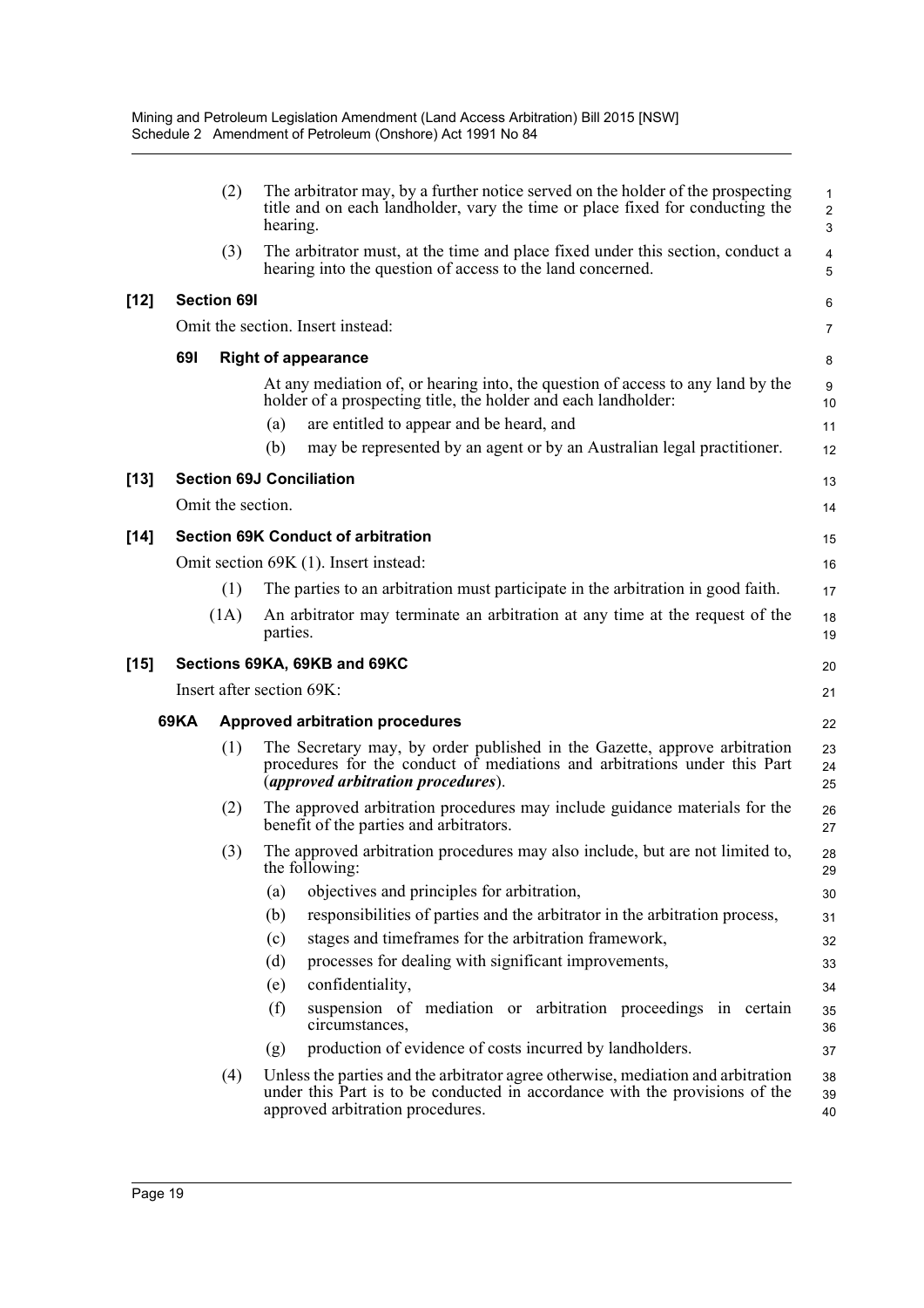(2) The arbitrator may, by a further notice served on the holder of the prospecting title and on each landholder, vary the time or place fixed for conducting the hearing.

(3) The arbitrator must, at the time and place fixed under this section, conduct a hearing into the question of access to the land concerned.

**[12] Section 69I**

Omit the section. Insert instead:

**69I Right of appearance**

At any mediation of, or hearing into, the question of access to any land by the holder of a prospecting title, the holder and each landholder:

(a) are entitled to appear and be heard, and

(b) may be represented by an agent or by an Australian legal practitioner.

**[13] Section 69J Conciliation**

Omit the section.

**[14] Section 69K Conduct of arbitration**

Omit section 69K (1). Insert instead:

(1) The parties to an arbitration must participate in the arbitration in good faith.

(1A) An arbitrator may terminate an arbitration at any time at the request of the parties.

**[15] Sections 69KA, 69KB and 69KC**

Insert after section 69K:

**69KA Approved arbitration procedures**

(1) The Secretary may, by order published in the Gazette, approve arbitration procedures for the conduct of mediations and arbitrations under this Part (***approved arbitration procedures***).

(2) The approved arbitration procedures may include guidance materials for the benefit of the parties and arbitrators.

(3) The approved arbitration procedures may also include, but are not limited to, the following:

(a) objectives and principles for arbitration,

(b) responsibilities of parties and the arbitrator in the arbitration process,

(c) stages and timeframes for the arbitration framework,

(d) processes for dealing with significant improvements,

(e) confidentiality,

(f) suspension of mediation or arbitration proceedings in certain circumstances,

(g) production of evidence of costs incurred by landholders.

(4) Unless the parties and the arbitrator agree otherwise, mediation and arbitration under this Part is to be conducted in accordance with the provisions of the approved arbitration procedures.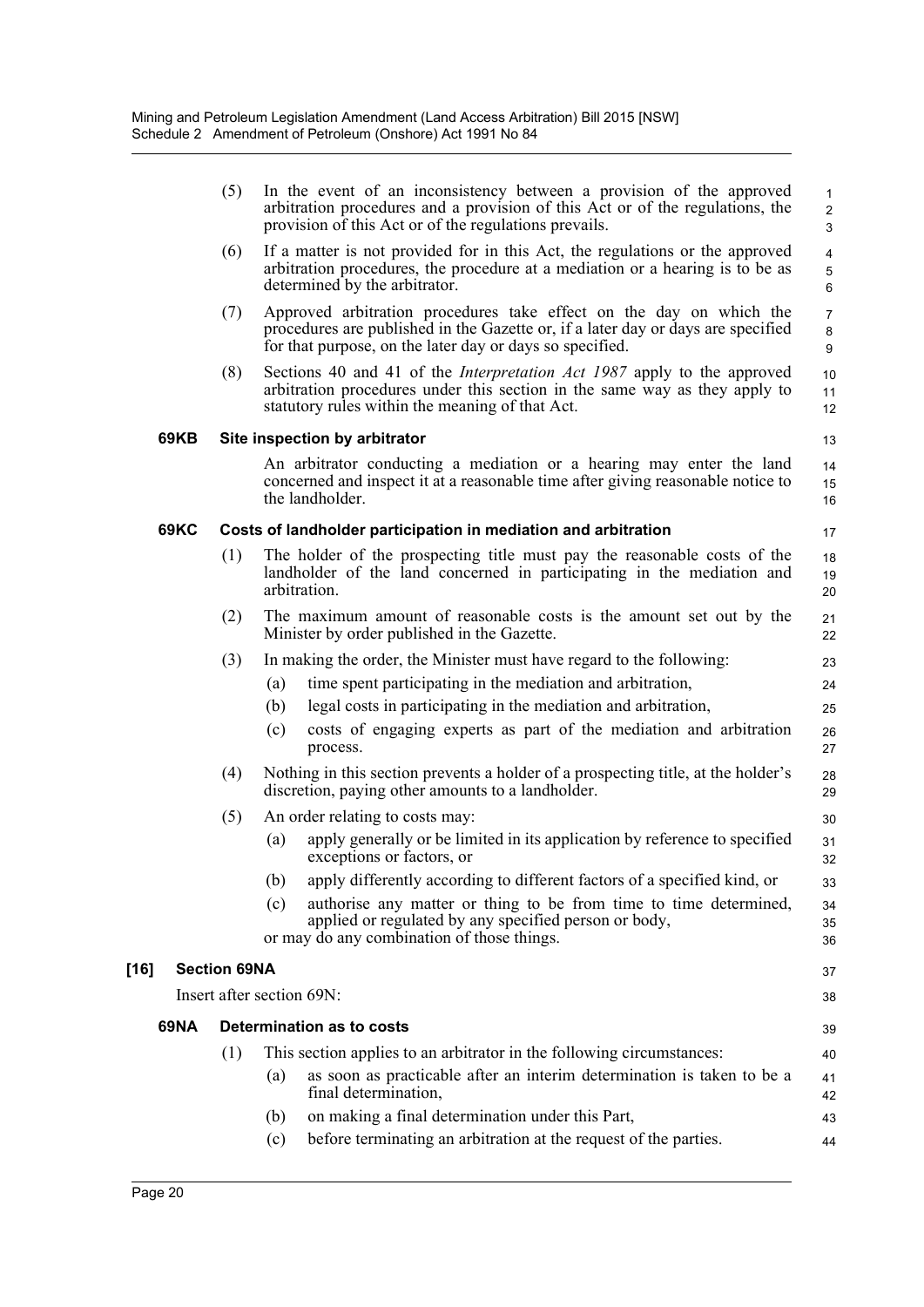(5) In the event of an inconsistency between a provision of the approved arbitration procedures and a provision of this Act or of the regulations, the provision of this Act or of the regulations prevails.

(6) If a matter is not provided for in this Act, the regulations or the approved arbitration procedures, the procedure at a mediation or a hearing is to be as determined by the arbitrator.

(7) Approved arbitration procedures take effect on the day on which the procedures are published in the Gazette or, if a later day or days are specified for that purpose, on the later day or days so specified.

(8) Sections 40 and 41 of the *Interpretation Act 1987* apply to the approved arbitration procedures under this section in the same way as they apply to statutory rules within the meaning of that Act.

**69KB Site inspection by arbitrator**

An arbitrator conducting a mediation or a hearing may enter the land concerned and inspect it at a reasonable time after giving reasonable notice to the landholder.

**69KC Costs of landholder participation in mediation and arbitration**

(1) The holder of the prospecting title must pay the reasonable costs of the landholder of the land concerned in participating in the mediation and arbitration.

(2) The maximum amount of reasonable costs is the amount set out by the Minister by order published in the Gazette.

(3) In making the order, the Minister must have regard to the following:

(a) time spent participating in the mediation and arbitration,

(b) legal costs in participating in the mediation and arbitration,

(c) costs of engaging experts as part of the mediation and arbitration process.

(4) Nothing in this section prevents a holder of a prospecting title, at the holder's discretion, paying other amounts to a landholder.

(5) An order relating to costs may:

(a) apply generally or be limited in its application by reference to specified exceptions or factors, or

(b) apply differently according to different factors of a specified kind, or

(c) authorise any matter or thing to be from time to time determined, applied or regulated by any specified person or body,

or may do any combination of those things.

**[16] Section 69NA**

Insert after section 69N:

**69NA Determination as to costs**

(1) This section applies to an arbitrator in the following circumstances:

(a) as soon as practicable after an interim determination is taken to be a final determination,

(b) on making a final determination under this Part,

(c) before terminating an arbitration at the request of the parties.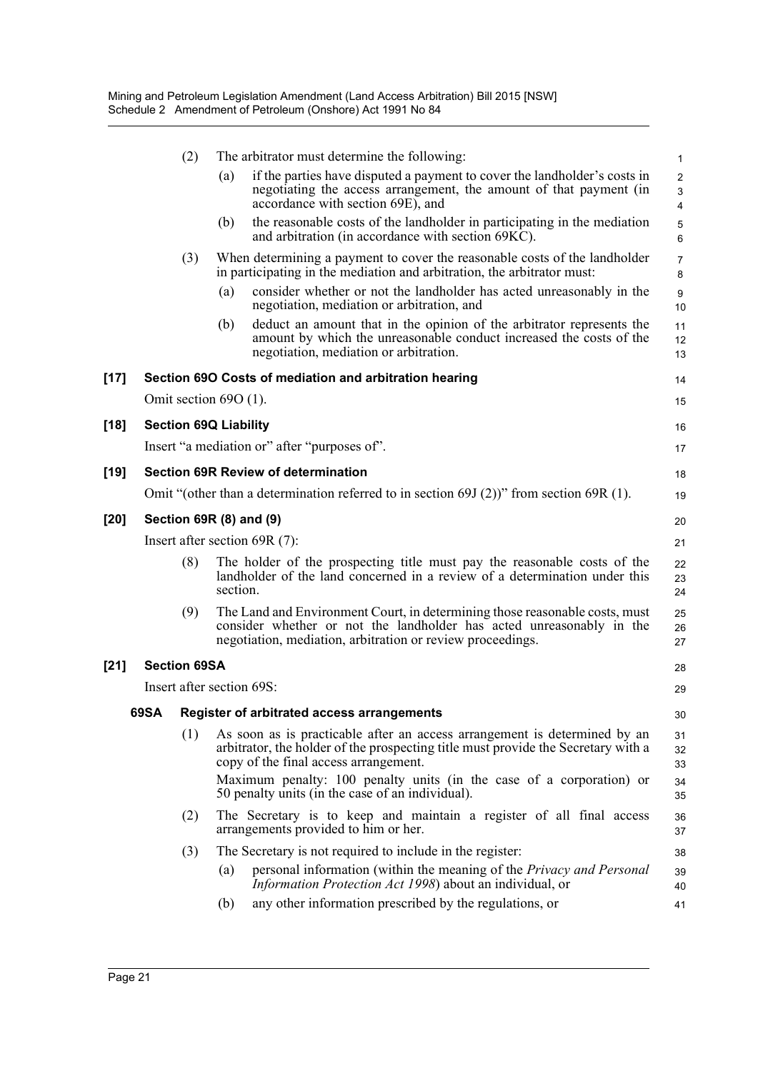(2) The arbitrator must determine the following:

(a) if the parties have disputed a payment to cover the landholder's costs in negotiating the access arrangement, the amount of that payment (in accordance with section 69E), and

(b) the reasonable costs of the landholder in participating in the mediation and arbitration (in accordance with section 69KC).

(3) When determining a payment to cover the reasonable costs of the landholder in participating in the mediation and arbitration, the arbitrator must:

(a) consider whether or not the landholder has acted unreasonably in the negotiation, mediation or arbitration, and

(b) deduct an amount that in the opinion of the arbitrator represents the amount by which the unreasonable conduct increased the costs of the negotiation, mediation or arbitration.

**[17] Section 69O Costs of mediation and arbitration hearing**

Omit section 69O (1).

**[18] Section 69Q Liability**

Insert "a mediation or" after "purposes of".

**[19] Section 69R Review of determination**

Omit "(other than a determination referred to in section 69J (2))" from section 69R (1).

**[20] Section 69R (8) and (9)**

Insert after section 69R (7):

(8) The holder of the prospecting title must pay the reasonable costs of the landholder of the land concerned in a review of a determination under this section.

(9) The Land and Environment Court, in determining those reasonable costs, must consider whether or not the landholder has acted unreasonably in the negotiation, mediation, arbitration or review proceedings.

**[21] Section 69SA**

Insert after section 69S:

**69SA Register of arbitrated access arrangements**

(1) As soon as is practicable after an access arrangement is determined by an arbitrator, the holder of the prospecting title must provide the Secretary with a copy of the final access arrangement.

Maximum penalty: 100 penalty units (in the case of a corporation) or 50 penalty units (in the case of an individual).

(2) The Secretary is to keep and maintain a register of all final access arrangements provided to him or her.

(3) The Secretary is not required to include in the register:

(a) personal information (within the meaning of the *Privacy and Personal Information Protection Act 1998*) about an individual, or

(b) any other information prescribed by the regulations, or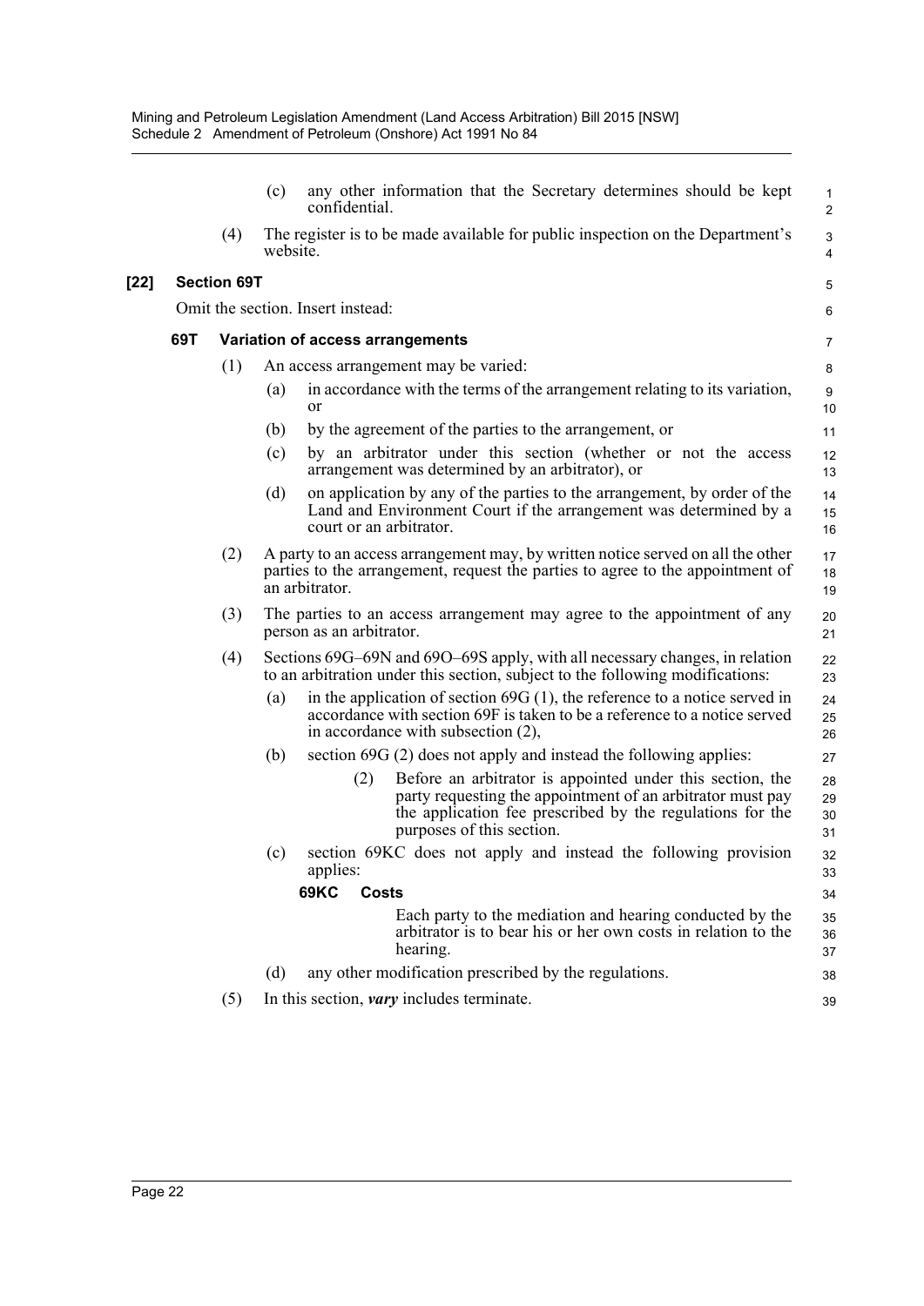(c) any other information that the Secretary determines should be kept confidential.

(4) The register is to be made available for public inspection on the Department's website.

**[22] Section 69T**

Omit the section. Insert instead:

**69T Variation of access arrangements**

(1) An access arrangement may be varied:

(a) in accordance with the terms of the arrangement relating to its variation, or

(b) by the agreement of the parties to the arrangement, or

(c) by an arbitrator under this section (whether or not the access arrangement was determined by an arbitrator), or

(d) on application by any of the parties to the arrangement, by order of the Land and Environment Court if the arrangement was determined by a court or an arbitrator.

(2) A party to an access arrangement may, by written notice served on all the other parties to the arrangement, request the parties to agree to the appointment of an arbitrator.

(3) The parties to an access arrangement may agree to the appointment of any person as an arbitrator.

(4) Sections 69G–69N and 69O–69S apply, with all necessary changes, in relation to an arbitration under this section, subject to the following modifications:

(a) in the application of section 69G (1), the reference to a notice served in accordance with section 69F is taken to be a reference to a notice served in accordance with subsection (2),

(b) section 69G (2) does not apply and instead the following applies:

(2) Before an arbitrator is appointed under this section, the party requesting the appointment of an arbitrator must pay the application fee prescribed by the regulations for the purposes of this section.

(c) section 69KC does not apply and instead the following provision applies:

**69KC Costs**

Each party to the mediation and hearing conducted by the arbitrator is to bear his or her own costs in relation to the hearing.

(d) any other modification prescribed by the regulations.

(5) In this section, ***vary*** includes terminate.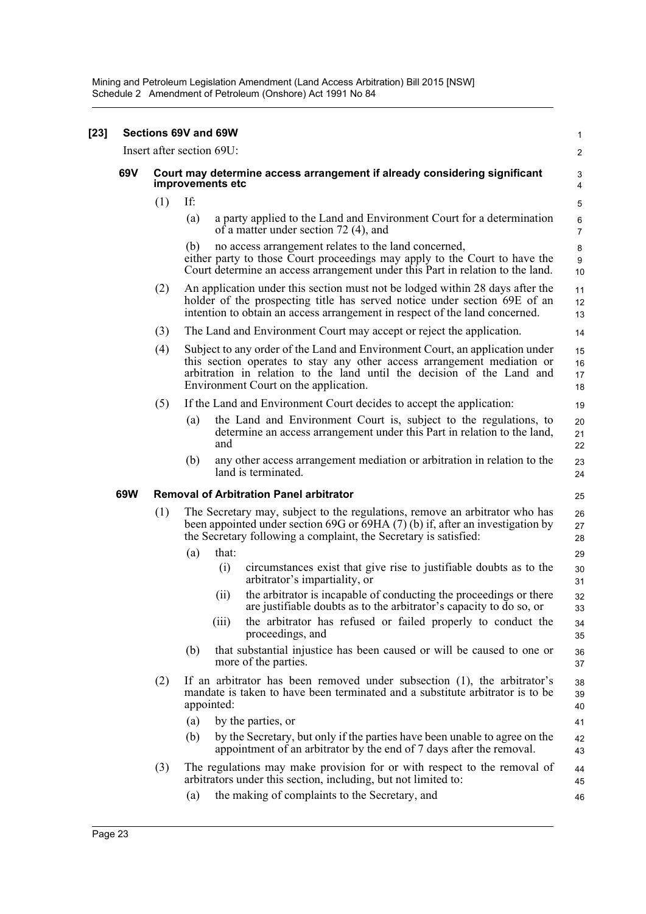**[23] Sections 69V and 69W**

Insert after section 69U:

**69V Court may determine access arrangement if already considering significant improvements etc**

(1) If:

(a) a party applied to the Land and Environment Court for a determination of a matter under section 72 (4), and

(b) no access arrangement relates to the land concerned,

either party to those Court proceedings may apply to the Court to have the Court determine an access arrangement under this Part in relation to the land.

(2) An application under this section must not be lodged within 28 days after the holder of the prospecting title has served notice under section 69E of an intention to obtain an access arrangement in respect of the land concerned.

(3) The Land and Environment Court may accept or reject the application.

(4) Subject to any order of the Land and Environment Court, an application under this section operates to stay any other access arrangement mediation or arbitration in relation to the land until the decision of the Land and Environment Court on the application.

(5) If the Land and Environment Court decides to accept the application:

(a) the Land and Environment Court is, subject to the regulations, to determine an access arrangement under this Part in relation to the land, and

(b) any other access arrangement mediation or arbitration in relation to the land is terminated.

**69W Removal of Arbitration Panel arbitrator**

(1) The Secretary may, subject to the regulations, remove an arbitrator who has been appointed under section 69G or 69HA (7) (b) if, after an investigation by the Secretary following a complaint, the Secretary is satisfied:

(a) that:

(i) circumstances exist that give rise to justifiable doubts as to the arbitrator's impartiality, or

(ii) the arbitrator is incapable of conducting the proceedings or there are justifiable doubts as to the arbitrator's capacity to do so, or

(iii) the arbitrator has refused or failed properly to conduct the proceedings, and

(b) that substantial injustice has been caused or will be caused to one or more of the parties.

(2) If an arbitrator has been removed under subsection (1), the arbitrator's mandate is taken to have been terminated and a substitute arbitrator is to be appointed:

(a) by the parties, or

(b) by the Secretary, but only if the parties have been unable to agree on the appointment of an arbitrator by the end of 7 days after the removal.

(3) The regulations may make provision for or with respect to the removal of arbitrators under this section, including, but not limited to:

(a) the making of complaints to the Secretary, and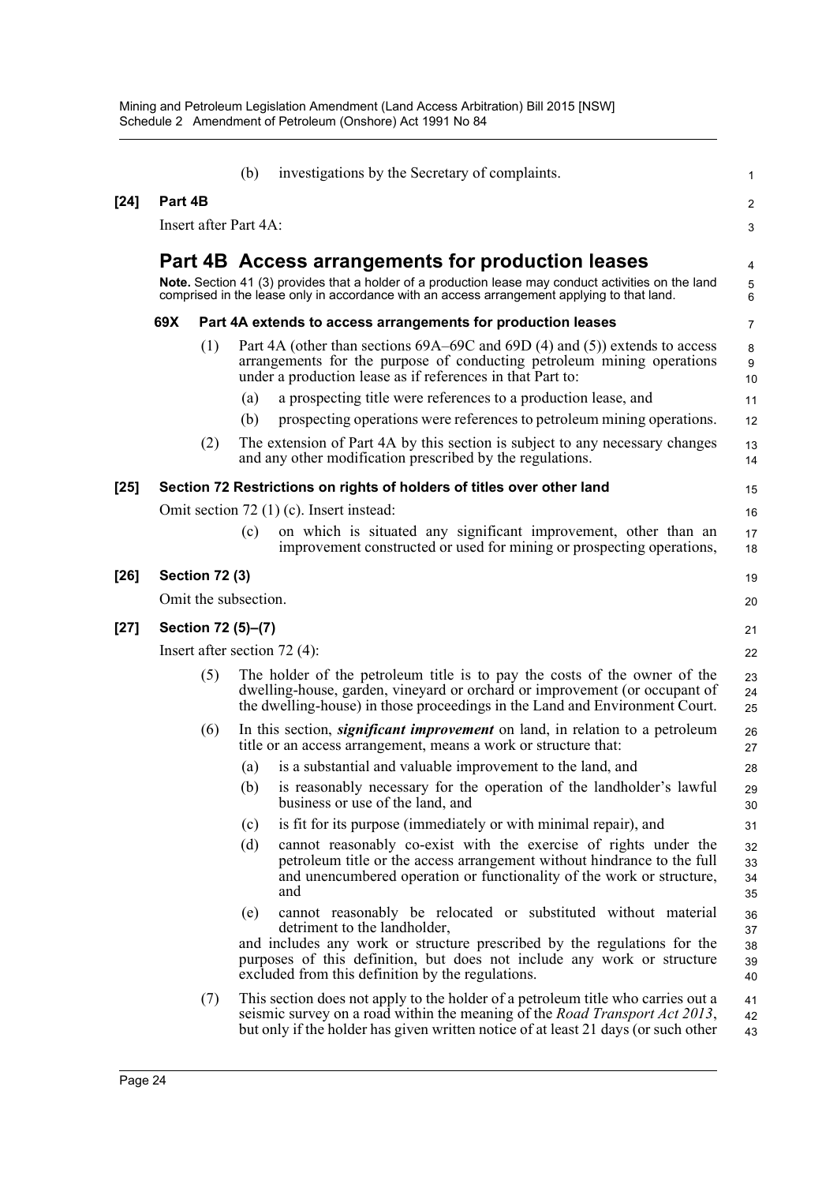(b) investigations by the Secretary of complaints.

**[24] Part 4B**

Insert after Part 4A:

## Part 4B Access arrangements for production leases

**Note.** Section 41 (3) provides that a holder of a production lease may conduct activities on the land comprised in the lease only in accordance with an access arrangement applying to that land.

### 69X Part 4A extends to access arrangements for production leases

(1) Part 4A (other than sections 69A–69C and 69D (4) and (5)) extends to access arrangements for the purpose of conducting petroleum mining operations under a production lease as if references in that Part to:

(a) a prospecting title were references to a production lease, and

(b) prospecting operations were references to petroleum mining operations.

(2) The extension of Part 4A by this section is subject to any necessary changes and any other modification prescribed by the regulations.

**[25] Section 72 Restrictions on rights of holders of titles over other land**

Omit section 72 (1) (c). Insert instead:

(c) on which is situated any significant improvement, other than an improvement constructed or used for mining or prospecting operations,

**[26] Section 72 (3)**

Omit the subsection.

**[27] Section 72 (5)–(7)**

Insert after section 72 (4):

(5) The holder of the petroleum title is to pay the costs of the owner of the dwelling-house, garden, vineyard or orchard or improvement (or occupant of the dwelling-house) in those proceedings in the Land and Environment Court.

(6) In this section, ***significant improvement*** on land, in relation to a petroleum title or an access arrangement, means a work or structure that:

(a) is a substantial and valuable improvement to the land, and

(b) is reasonably necessary for the operation of the landholder's lawful business or use of the land, and

(c) is fit for its purpose (immediately or with minimal repair), and

(d) cannot reasonably co-exist with the exercise of rights under the petroleum title or the access arrangement without hindrance to the full and unencumbered operation or functionality of the work or structure, and

(e) cannot reasonably be relocated or substituted without material detriment to the landholder,

and includes any work or structure prescribed by the regulations for the purposes of this definition, but does not include any work or structure excluded from this definition by the regulations.

(7) This section does not apply to the holder of a petroleum title who carries out a seismic survey on a road within the meaning of the *Road Transport Act 2013*, but only if the holder has given written notice of at least 21 days (or such other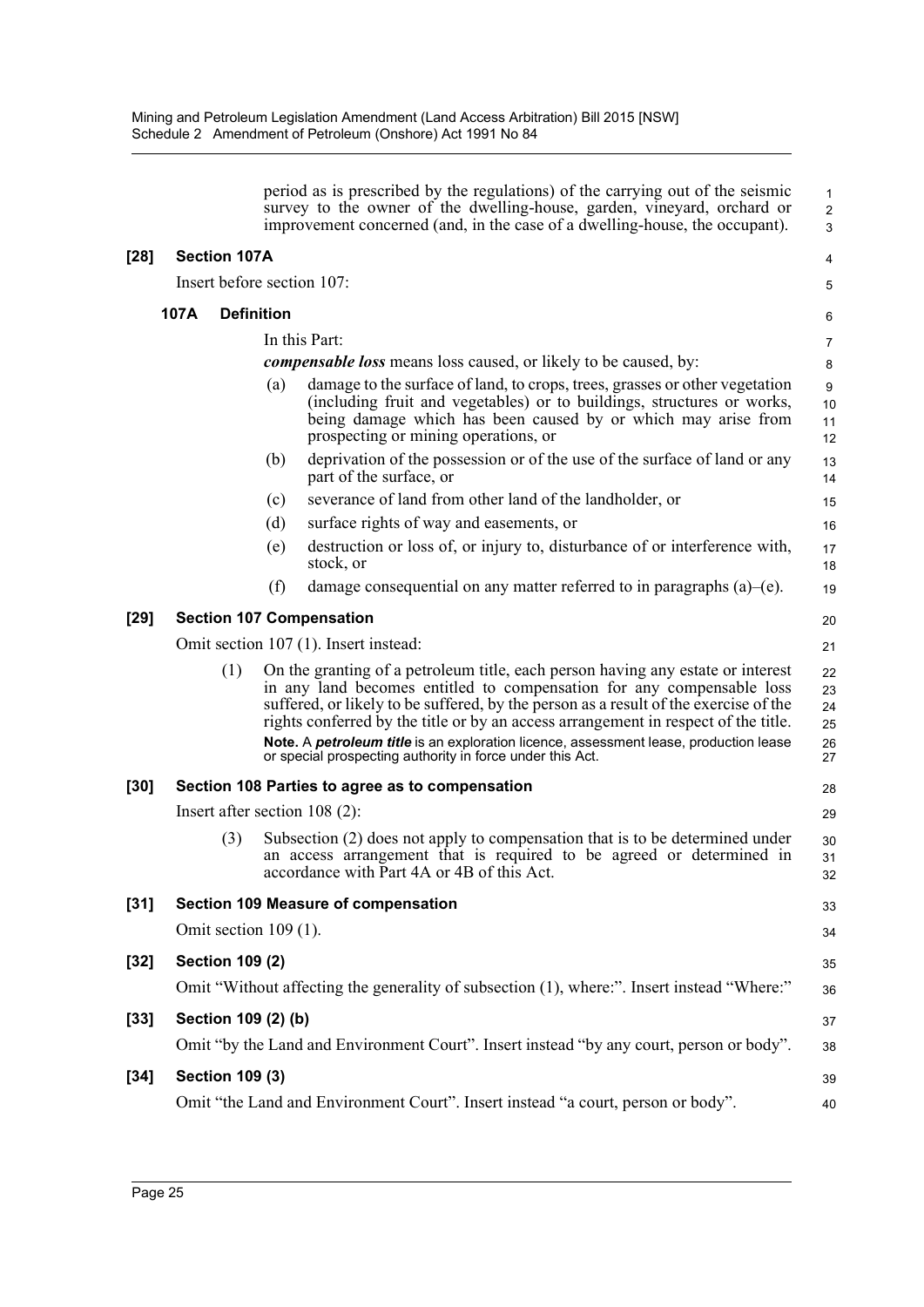period as is prescribed by the regulations) of the carrying out of the seismic survey to the owner of the dwelling-house, garden, vineyard, orchard or improvement concerned (and, in the case of a dwelling-house, the occupant).

**[28] Section 107A**

Insert before section 107:

**107A Definition**

In this Part:

***compensable loss*** means loss caused, or likely to be caused, by:

(a) damage to the surface of land, to crops, trees, grasses or other vegetation (including fruit and vegetables) or to buildings, structures or works, being damage which has been caused by or which may arise from prospecting or mining operations, or

(b) deprivation of the possession or of the use of the surface of land or any part of the surface, or

(c) severance of land from other land of the landholder, or

(d) surface rights of way and easements, or

(e) destruction or loss of, or injury to, disturbance of or interference with, stock, or

(f) damage consequential on any matter referred to in paragraphs (a)–(e).

**[29] Section 107 Compensation**

Omit section 107 (1). Insert instead:

(1) On the granting of a petroleum title, each person having any estate or interest in any land becomes entitled to compensation for any compensable loss suffered, or likely to be suffered, by the person as a result of the exercise of the rights conferred by the title or by an access arrangement in respect of the title.

**Note.** A ***petroleum title*** is an exploration licence, assessment lease, production lease or special prospecting authority in force under this Act.

**[30] Section 108 Parties to agree as to compensation**

Insert after section 108 (2):

(3) Subsection (2) does not apply to compensation that is to be determined under an access arrangement that is required to be agreed or determined in accordance with Part 4A or 4B of this Act.

**[31] Section 109 Measure of compensation**

Omit section 109 (1).

**[32] Section 109 (2)**

Omit "Without affecting the generality of subsection (1), where:". Insert instead "Where:"

**[33] Section 109 (2) (b)**

Omit "by the Land and Environment Court". Insert instead "by any court, person or body".

**[34] Section 109 (3)**

Omit "the Land and Environment Court". Insert instead "a court, person or body".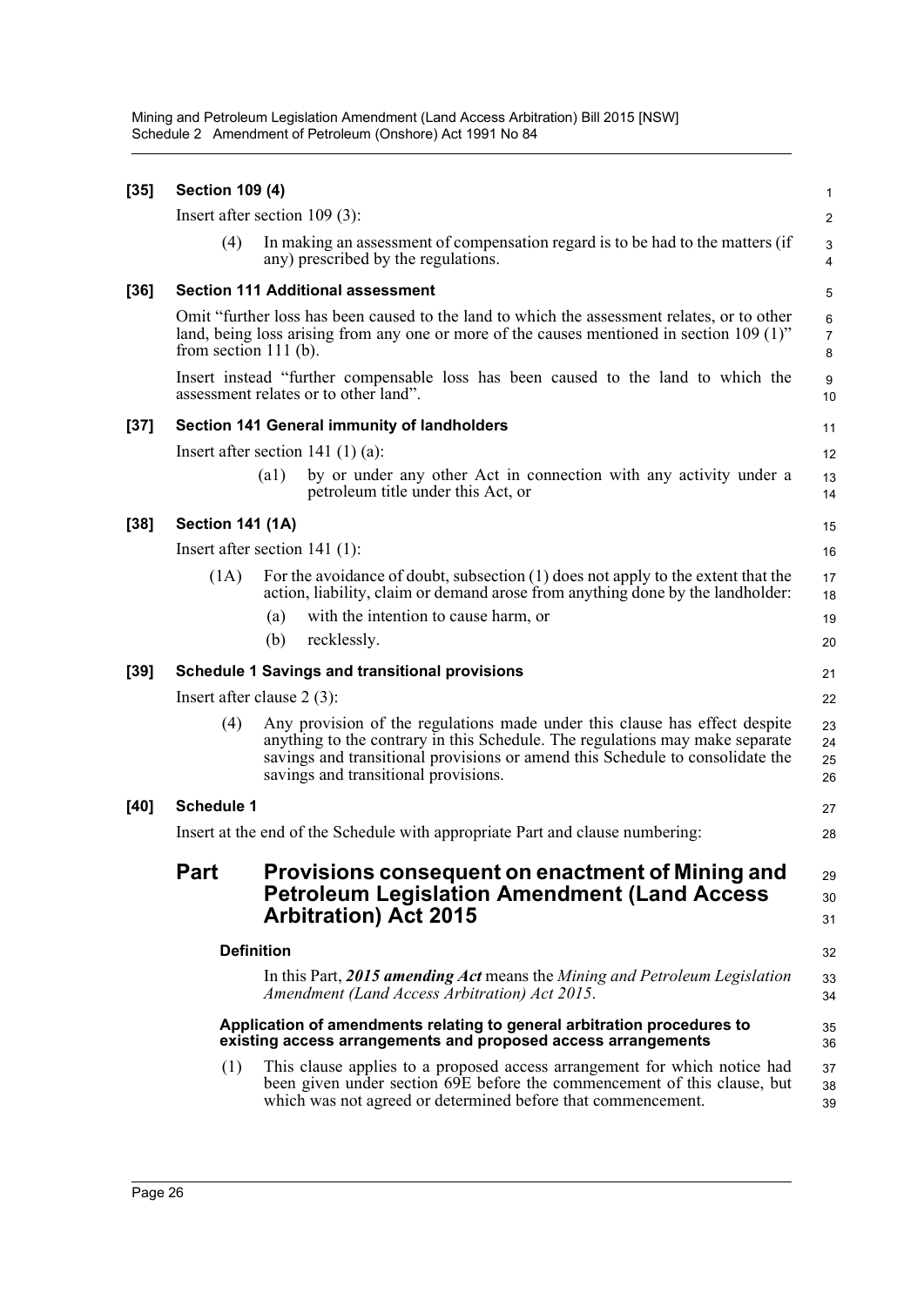**[35] Section 109 (4)**

Insert after section 109 (3):

(4) In making an assessment of compensation regard is to be had to the matters (if any) prescribed by the regulations.

**[36] Section 111 Additional assessment**

Omit "further loss has been caused to the land to which the assessment relates, or to other land, being loss arising from any one or more of the causes mentioned in section 109 (1)" from section 111 (b).

Insert instead "further compensable loss has been caused to the land to which the assessment relates or to other land".

**[37] Section 141 General immunity of landholders**

Insert after section 141 (1) (a):

(a1) by or under any other Act in connection with any activity under a petroleum title under this Act, or

**[38] Section 141 (1A)**

Insert after section 141 (1):

(1A) For the avoidance of doubt, subsection (1) does not apply to the extent that the action, liability, claim or demand arose from anything done by the landholder:

(a) with the intention to cause harm, or

(b) recklessly.

**[39] Schedule 1 Savings and transitional provisions**

Insert after clause 2 (3):

(4) Any provision of the regulations made under this clause has effect despite anything to the contrary in this Schedule. The regulations may make separate savings and transitional provisions or amend this Schedule to consolidate the savings and transitional provisions.

**[40] Schedule 1**

Insert at the end of the Schedule with appropriate Part and clause numbering:

## Part Provisions consequent on enactment of Mining and Petroleum Legislation Amendment (Land Access Arbitration) Act 2015

### Definition

In this Part, ***2015 amending Act*** means the *Mining and Petroleum Legislation Amendment (Land Access Arbitration) Act 2015*.

### Application of amendments relating to general arbitration procedures to existing access arrangements and proposed access arrangements

(1) This clause applies to a proposed access arrangement for which notice had been given under section 69E before the commencement of this clause, but which was not agreed or determined before that commencement.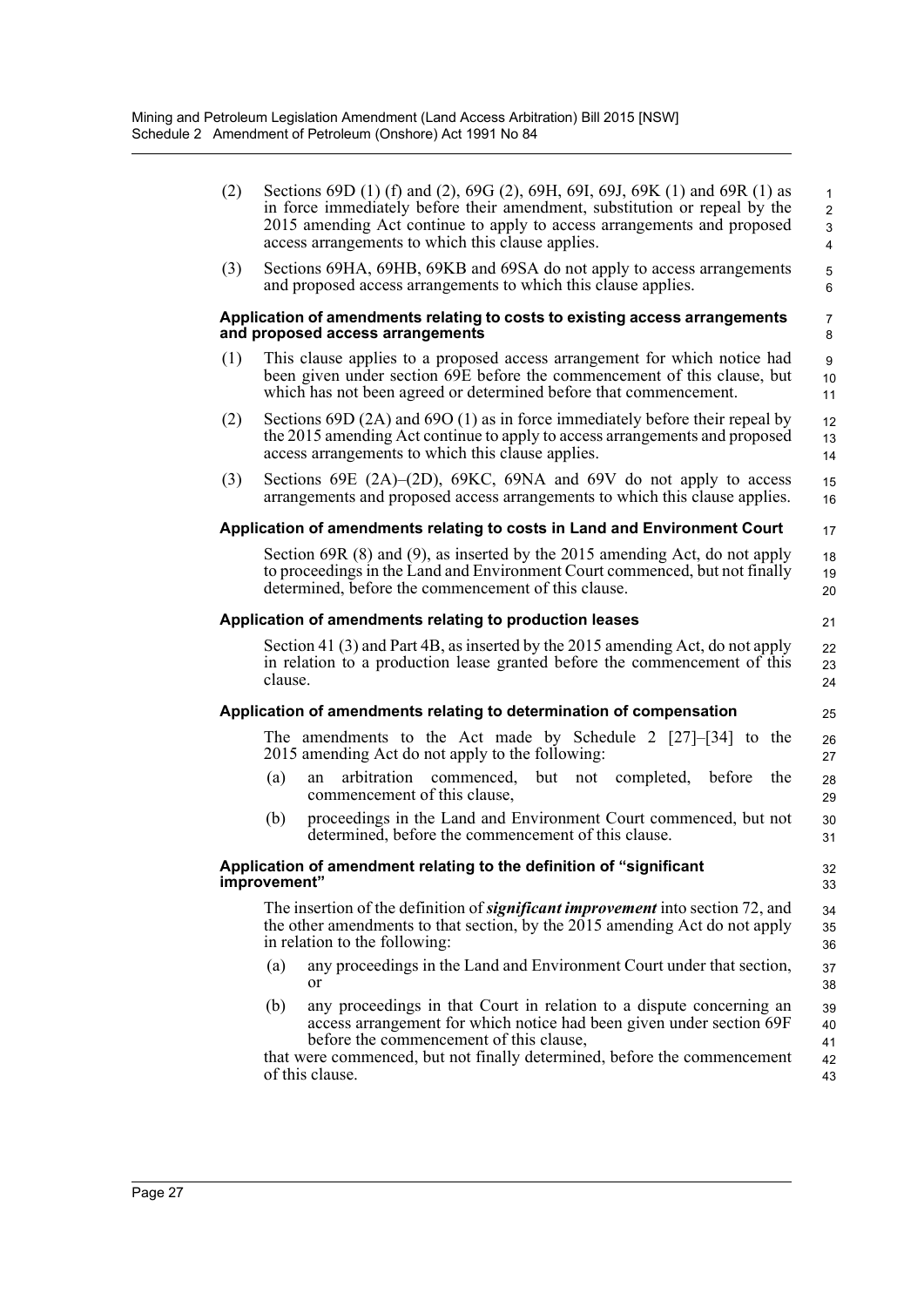(2) Sections 69D (1) (f) and (2), 69G (2), 69H, 69I, 69J, 69K (1) and 69R (1) as in force immediately before their amendment, substitution or repeal by the 2015 amending Act continue to apply to access arrangements and proposed access arrangements to which this clause applies.

(3) Sections 69HA, 69HB, 69KB and 69SA do not apply to access arrangements and proposed access arrangements to which this clause applies.

#### Application of amendments relating to costs to existing access arrangements and proposed access arrangements

(1) This clause applies to a proposed access arrangement for which notice had been given under section 69E before the commencement of this clause, but which has not been agreed or determined before that commencement.

(2) Sections 69D (2A) and 69O (1) as in force immediately before their repeal by the 2015 amending Act continue to apply to access arrangements and proposed access arrangements to which this clause applies.

(3) Sections 69E (2A)–(2D), 69KC, 69NA and 69V do not apply to access arrangements and proposed access arrangements to which this clause applies.

#### Application of amendments relating to costs in Land and Environment Court

Section 69R (8) and (9), as inserted by the 2015 amending Act, do not apply to proceedings in the Land and Environment Court commenced, but not finally determined, before the commencement of this clause.

#### Application of amendments relating to production leases

Section 41 (3) and Part 4B, as inserted by the 2015 amending Act, do not apply in relation to a production lease granted before the commencement of this clause.

#### Application of amendments relating to determination of compensation

The amendments to the Act made by Schedule 2 [27]–[34] to the 2015 amending Act do not apply to the following:

(a) an arbitration commenced, but not completed, before the commencement of this clause,

(b) proceedings in the Land and Environment Court commenced, but not determined, before the commencement of this clause.

#### Application of amendment relating to the definition of "significant improvement"

The insertion of the definition of ***significant improvement*** into section 72, and the other amendments to that section, by the 2015 amending Act do not apply in relation to the following:

(a) any proceedings in the Land and Environment Court under that section, or

(b) any proceedings in that Court in relation to a dispute concerning an access arrangement for which notice had been given under section 69F before the commencement of this clause,

that were commenced, but not finally determined, before the commencement of this clause.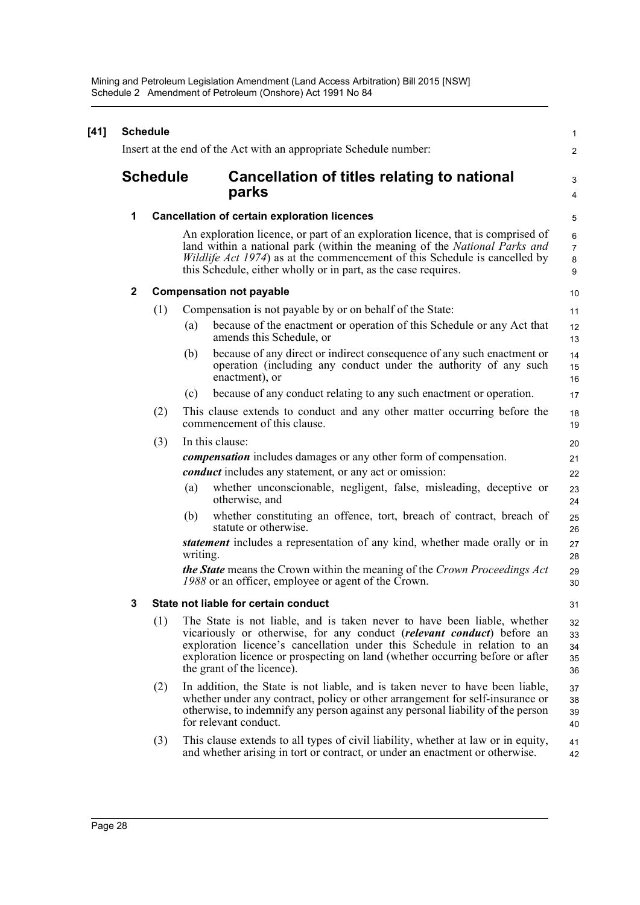**[41] Schedule**

Insert at the end of the Act with an appropriate Schedule number:

## Schedule Cancellation of titles relating to national parks

### 1 Cancellation of certain exploration licences

An exploration licence, or part of an exploration licence, that is comprised of land within a national park (within the meaning of the *National Parks and Wildlife Act 1974*) as at the commencement of this Schedule is cancelled by this Schedule, either wholly or in part, as the case requires.

### 2 Compensation not payable

(1) Compensation is not payable by or on behalf of the State:

- (a) because of the enactment or operation of this Schedule or any Act that amends this Schedule, or
- (b) because of any direct or indirect consequence of any such enactment or operation (including any conduct under the authority of any such enactment), or
- (c) because of any conduct relating to any such enactment or operation.

(2) This clause extends to conduct and any other matter occurring before the commencement of this clause.

(3) In this clause:

***compensation*** includes damages or any other form of compensation.

***conduct*** includes any statement, or any act or omission:

- (a) whether unconscionable, negligent, false, misleading, deceptive or otherwise, and
- (b) whether constituting an offence, tort, breach of contract, breach of statute or otherwise.

***statement*** includes a representation of any kind, whether made orally or in writing.

***the State*** means the Crown within the meaning of the *Crown Proceedings Act 1988* or an officer, employee or agent of the Crown.

### 3 State not liable for certain conduct

(1) The State is not liable, and is taken never to have been liable, whether vicariously or otherwise, for any conduct (***relevant conduct***) before an exploration licence's cancellation under this Schedule in relation to an exploration licence or prospecting on land (whether occurring before or after the grant of the licence).

(2) In addition, the State is not liable, and is taken never to have been liable, whether under any contract, policy or other arrangement for self-insurance or otherwise, to indemnify any person against any personal liability of the person for relevant conduct.

(3) This clause extends to all types of civil liability, whether at law or in equity, and whether arising in tort or contract, or under an enactment or otherwise.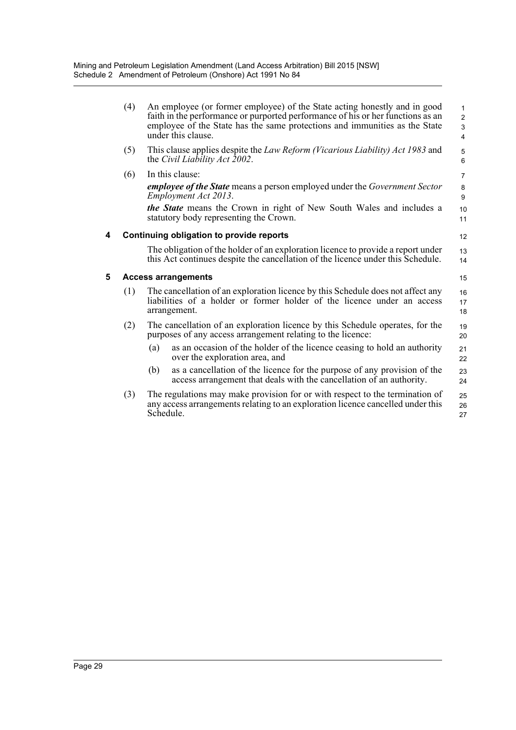(4) An employee (or former employee) of the State acting honestly and in good faith in the performance or purported performance of his or her functions as an employee of the State has the same protections and immunities as the State under this clause.

(5) This clause applies despite the *Law Reform (Vicarious Liability) Act 1983* and the *Civil Liability Act 2002*.

(6) In this clause:

***employee of the State*** means a person employed under the *Government Sector Employment Act 2013*.

***the State*** means the Crown in right of New South Wales and includes a statutory body representing the Crown.

**4 Continuing obligation to provide reports**

The obligation of the holder of an exploration licence to provide a report under this Act continues despite the cancellation of the licence under this Schedule.

**5 Access arrangements**

(1) The cancellation of an exploration licence by this Schedule does not affect any liabilities of a holder or former holder of the licence under an access arrangement.

(2) The cancellation of an exploration licence by this Schedule operates, for the purposes of any access arrangement relating to the licence:

(a) as an occasion of the holder of the licence ceasing to hold an authority over the exploration area, and

(b) as a cancellation of the licence for the purpose of any provision of the access arrangement that deals with the cancellation of an authority.

(3) The regulations may make provision for or with respect to the termination of any access arrangements relating to an exploration licence cancelled under this Schedule.